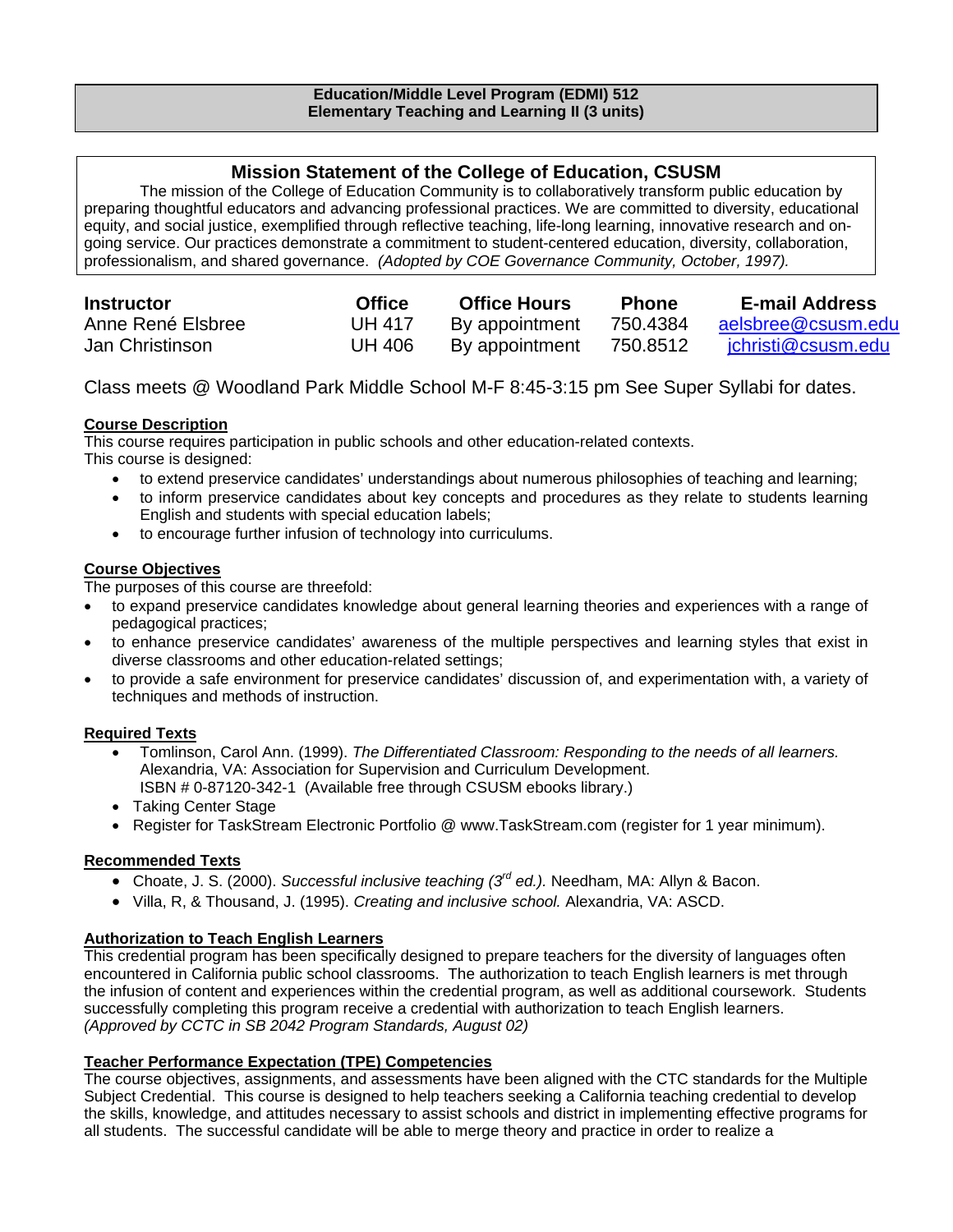**Education/Middle Level Program (EDMI) 512**
**Elementary Teaching and Learning II (3 units)**

## Mission Statement of the College of Education, CSUSM

The mission of the College of Education Community is to collaboratively transform public education by preparing thoughtful educators and advancing professional practices. We are committed to diversity, educational equity, and social justice, exemplified through reflective teaching, life-long learning, innovative research and on-going service. Our practices demonstrate a commitment to student-centered education, diversity, collaboration, professionalism, and shared governance. *(Adopted by COE Governance Community, October, 1997).*

| Instructor | Office | Office Hours | Phone | E-mail Address |
|---|---|---|---|---|
| Anne René Elsbree | UH 417 | By appointment | 750.4384 | aelsbree@csusm.edu |
| Jan Christinson | UH 406 | By appointment | 750.8512 | jchristi@csusm.edu |

Class meets @ Woodland Park Middle School M-F 8:45-3:15 pm See Super Syllabi for dates.

### Course Description

This course requires participation in public schools and other education-related contexts.
This course is designed:

- to extend preservice candidates' understandings about numerous philosophies of teaching and learning;
- to inform preservice candidates about key concepts and procedures as they relate to students learning English and students with special education labels;
- to encourage further infusion of technology into curriculums.

### Course Objectives

The purposes of this course are threefold:

- to expand preservice candidates knowledge about general learning theories and experiences with a range of pedagogical practices;
- to enhance preservice candidates' awareness of the multiple perspectives and learning styles that exist in diverse classrooms and other education-related settings;
- to provide a safe environment for preservice candidates' discussion of, and experimentation with, a variety of techniques and methods of instruction.

### Required Texts

- Tomlinson, Carol Ann. (1999). *The Differentiated Classroom: Responding to the needs of all learners.* Alexandria, VA: Association for Supervision and Curriculum Development. ISBN # 0-87120-342-1 (Available free through CSUSM ebooks library.)
- Taking Center Stage
- Register for TaskStream Electronic Portfolio @ www.TaskStream.com (register for 1 year minimum).

### Recommended Texts

- Choate, J. S. (2000). *Successful inclusive teaching (3rd ed.).* Needham, MA: Allyn & Bacon.
- Villa, R, & Thousand, J. (1995). *Creating and inclusive school.* Alexandria, VA: ASCD.

### Authorization to Teach English Learners

This credential program has been specifically designed to prepare teachers for the diversity of languages often encountered in California public school classrooms. The authorization to teach English learners is met through the infusion of content and experiences within the credential program, as well as additional coursework. Students successfully completing this program receive a credential with authorization to teach English learners.
*(Approved by CCTC in SB 2042 Program Standards, August 02)*

### Teacher Performance Expectation (TPE) Competencies

The course objectives, assignments, and assessments have been aligned with the CTC standards for the Multiple Subject Credential. This course is designed to help teachers seeking a California teaching credential to develop the skills, knowledge, and attitudes necessary to assist schools and district in implementing effective programs for all students. The successful candidate will be able to merge theory and practice in order to realize a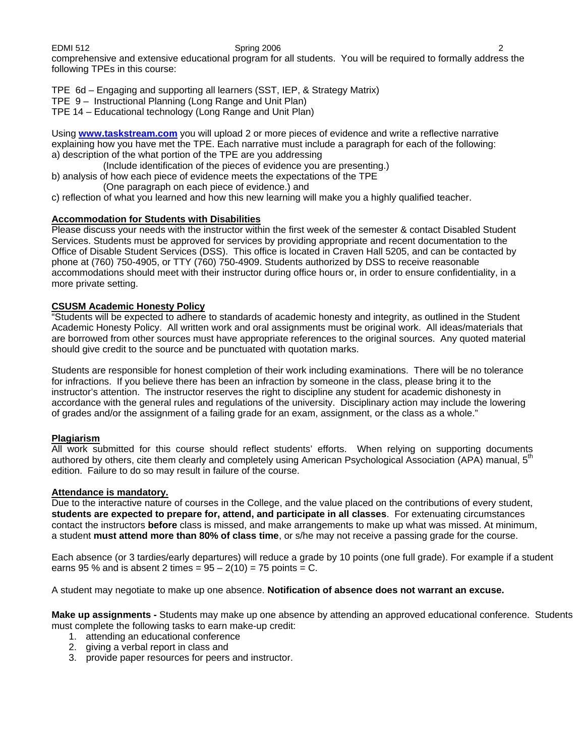comprehensive and extensive educational program for all students. You will be required to formally address the following TPEs in this course:

TPE 6d – Engaging and supporting all learners (SST, IEP, & Strategy Matrix)
TPE 9 – Instructional Planning (Long Range and Unit Plan)
TPE 14 – Educational technology (Long Range and Unit Plan)

Using **[www.taskstream.com](http://www.taskstream.com)** you will upload 2 or more pieces of evidence and write a reflective narrative explaining how you have met the TPE. Each narrative must include a paragraph for each of the following:
a) description of the what portion of the TPE are you addressing
(Include identification of the pieces of evidence you are presenting.)
b) analysis of how each piece of evidence meets the expectations of the TPE
(One paragraph on each piece of evidence.) and
c) reflection of what you learned and how this new learning will make you a highly qualified teacher.

**Accommodation for Students with Disabilities**

Please discuss your needs with the instructor within the first week of the semester & contact Disabled Student Services. Students must be approved for services by providing appropriate and recent documentation to the Office of Disable Student Services (DSS). This office is located in Craven Hall 5205, and can be contacted by phone at (760) 750-4905, or TTY (760) 750-4909. Students authorized by DSS to receive reasonable accommodations should meet with their instructor during office hours or, in order to ensure confidentiality, in a more private setting.

**CSUSM Academic Honesty Policy**

"Students will be expected to adhere to standards of academic honesty and integrity, as outlined in the Student Academic Honesty Policy. All written work and oral assignments must be original work. All ideas/materials that are borrowed from other sources must have appropriate references to the original sources. Any quoted material should give credit to the source and be punctuated with quotation marks.

Students are responsible for honest completion of their work including examinations. There will be no tolerance for infractions. If you believe there has been an infraction by someone in the class, please bring it to the instructor's attention. The instructor reserves the right to discipline any student for academic dishonesty in accordance with the general rules and regulations of the university. Disciplinary action may include the lowering of grades and/or the assignment of a failing grade for an exam, assignment, or the class as a whole."

**Plagiarism**

All work submitted for this course should reflect students' efforts. When relying on supporting documents authored by others, cite them clearly and completely using American Psychological Association (APA) manual, 5th edition. Failure to do so may result in failure of the course.

**Attendance is mandatory.**

Due to the interactive nature of courses in the College, and the value placed on the contributions of every student, **students are expected to prepare for, attend, and participate in all classes**. For extenuating circumstances contact the instructors **before** class is missed, and make arrangements to make up what was missed. At minimum, a student **must attend more than 80% of class time**, or s/he may not receive a passing grade for the course.

Each absence (or 3 tardies/early departures) will reduce a grade by 10 points (one full grade). For example if a student earns 95 % and is absent 2 times = 95 – 2(10) = 75 points = C.

A student may negotiate to make up one absence. **Notification of absence does not warrant an excuse.**

**Make up assignments -** Students may make up one absence by attending an approved educational conference. Students must complete the following tasks to earn make-up credit:

1. attending an educational conference
2. giving a verbal report in class and
3. provide paper resources for peers and instructor.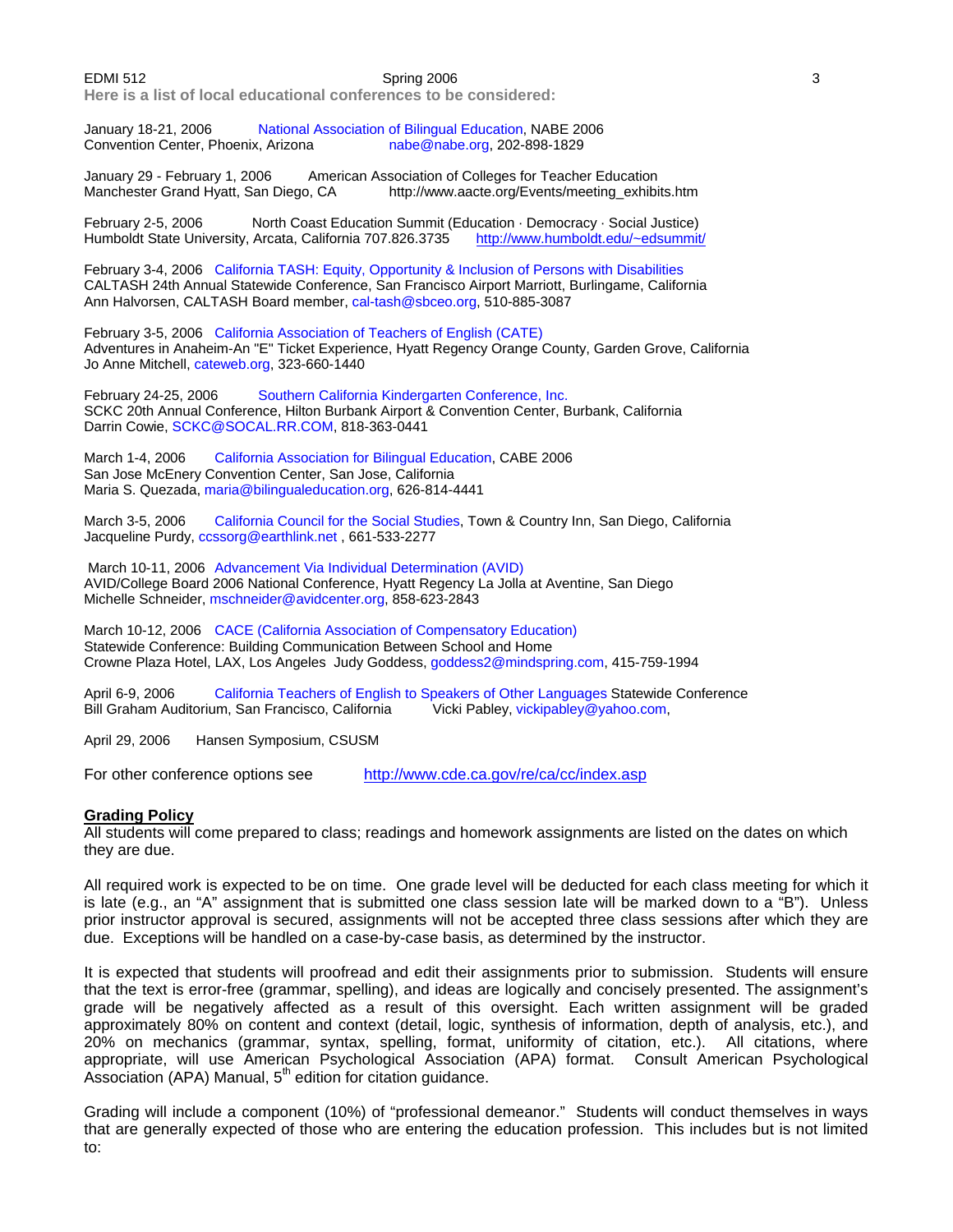**Here is a list of local educational conferences to be considered:**

January 18-21, 2006 National Association of Bilingual Education, NABE 2006
Convention Center, Phoenix, Arizona nabe@nabe.org, 202-898-1829

January 29 - February 1, 2006 American Association of Colleges for Teacher Education
Manchester Grand Hyatt, San Diego, CA http://www.aacte.org/Events/meeting_exhibits.htm

February 2-5, 2006 North Coast Education Summit (Education · Democracy · Social Justice)
Humboldt State University, Arcata, California 707.826.3735 http://www.humboldt.edu/~edsummit/

February 3-4, 2006 California TASH: Equity, Opportunity & Inclusion of Persons with Disabilities
CALTASH 24th Annual Statewide Conference, San Francisco Airport Marriott, Burlingame, California
Ann Halvorsen, CALTASH Board member, cal-tash@sbceo.org, 510-885-3087

February 3-5, 2006 California Association of Teachers of English (CATE)
Adventures in Anaheim-An "E" Ticket Experience, Hyatt Regency Orange County, Garden Grove, California
Jo Anne Mitchell, cateweb.org, 323-660-1440

February 24-25, 2006 Southern California Kindergarten Conference, Inc.
SCKC 20th Annual Conference, Hilton Burbank Airport & Convention Center, Burbank, California
Darrin Cowie, SCKC@SOCAL.RR.COM, 818-363-0441

March 1-4, 2006 California Association for Bilingual Education, CABE 2006
San Jose McEnery Convention Center, San Jose, California
Maria S. Quezada, maria@bilingualeducation.org, 626-814-4441

March 3-5, 2006 California Council for the Social Studies, Town & Country Inn, San Diego, California
Jacqueline Purdy, ccssorg@earthlink.net , 661-533-2277

March 10-11, 2006 Advancement Via Individual Determination (AVID)
AVID/College Board 2006 National Conference, Hyatt Regency La Jolla at Aventine, San Diego
Michelle Schneider, mschneider@avidcenter.org, 858-623-2843

March 10-12, 2006 CACE (California Association of Compensatory Education)
Statewide Conference: Building Communication Between School and Home
Crowne Plaza Hotel, LAX, Los Angeles Judy Goddess, goddess2@mindspring.com, 415-759-1994

April 6-9, 2006 California Teachers of English to Speakers of Other Languages Statewide Conference
Bill Graham Auditorium, San Francisco, California Vicki Pabley, vickipabley@yahoo.com,

April 29, 2006 Hansen Symposium, CSUSM

For other conference options see http://www.cde.ca.gov/re/ca/cc/index.asp

## Grading Policy

All students will come prepared to class; readings and homework assignments are listed on the dates on which they are due.

All required work is expected to be on time. One grade level will be deducted for each class meeting for which it is late (e.g., an "A" assignment that is submitted one class session late will be marked down to a "B"). Unless prior instructor approval is secured, assignments will not be accepted three class sessions after which they are due. Exceptions will be handled on a case-by-case basis, as determined by the instructor.

It is expected that students will proofread and edit their assignments prior to submission. Students will ensure that the text is error-free (grammar, spelling), and ideas are logically and concisely presented. The assignment's grade will be negatively affected as a result of this oversight. Each written assignment will be graded approximately 80% on content and context (detail, logic, synthesis of information, depth of analysis, etc.), and 20% on mechanics (grammar, syntax, spelling, format, uniformity of citation, etc.). All citations, where appropriate, will use American Psychological Association (APA) format. Consult American Psychological Association (APA) Manual, 5th edition for citation guidance.

Grading will include a component (10%) of "professional demeanor." Students will conduct themselves in ways that are generally expected of those who are entering the education profession. This includes but is not limited to: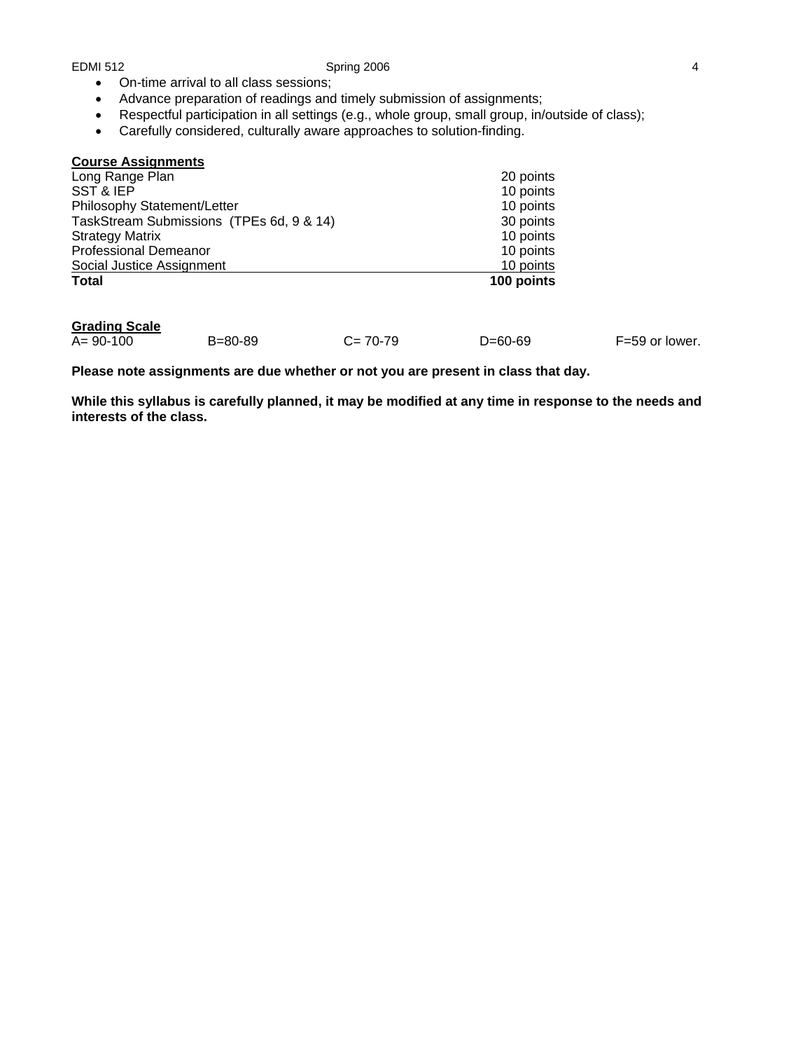- On-time arrival to all class sessions;
- Advance preparation of readings and timely submission of assignments;
- Respectful participation in all settings (e.g., whole group, small group, in/outside of class);
- Carefully considered, culturally aware approaches to solution-finding.

**Course Assignments**

| Assignment | Points |
|---|---|
| Long Range Plan | 20 points |
| SST & IEP | 10 points |
| Philosophy Statement/Letter | 10 points |
| TaskStream Submissions (TPEs 6d, 9 & 14) | 30 points |
| Strategy Matrix | 10 points |
| Professional Demeanor | 10 points |
| Social Justice Assignment | 10 points |
| **Total** | **100 points** |

**Grading Scale**

| A= 90-100 | B=80-89 | C= 70-79 | D=60-69 | F=59 or lower. |
|---|---|---|---|---|

**Please note assignments are due whether or not you are present in class that day.**

**While this syllabus is carefully planned, it may be modified at any time in response to the needs and interests of the class.**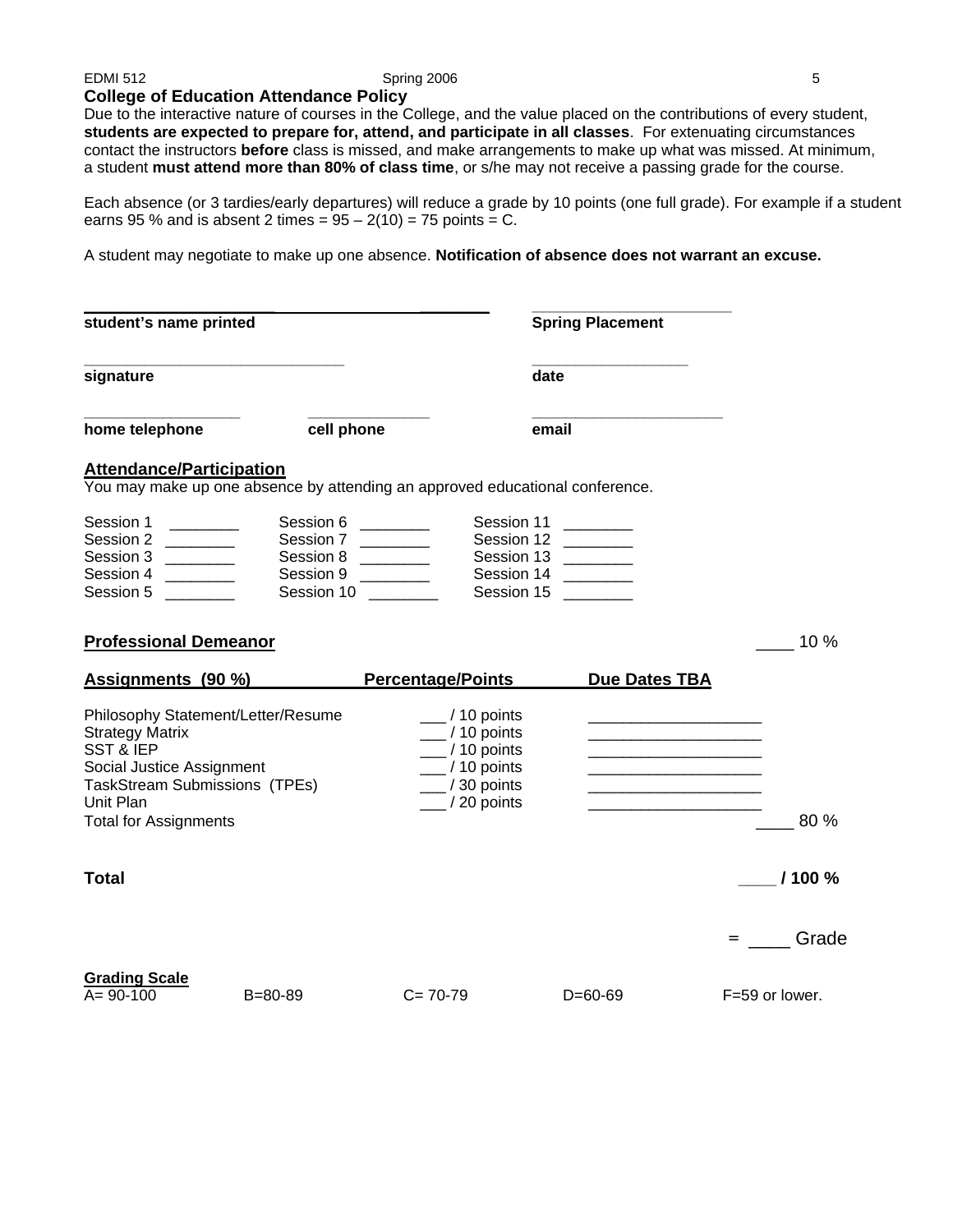## College of Education Attendance Policy

Due to the interactive nature of courses in the College, and the value placed on the contributions of every student, **students are expected to prepare for, attend, and participate in all classes**. For extenuating circumstances contact the instructors **before** class is missed, and make arrangements to make up what was missed. At minimum, a student **must attend more than 80% of class time**, or s/he may not receive a passing grade for the course.

Each absence (or 3 tardies/early departures) will reduce a grade by 10 points (one full grade). For example if a student earns 95 % and is absent 2 times = 95 – 2(10) = 75 points = C.

A student may negotiate to make up one absence. **Notification of absence does not warrant an excuse.**

| | | |
|---|---|---|
| ______________________________ | | ______________________ |
| **student's name printed** | | **Spring Placement** |
| ______________________________ | | __________________ |
| **signature** | | **date** |
| _________________ | ______________ | ______________________ |
| **home telephone** | **cell phone** | **email** |

## Attendance/Participation

You may make up one absence by attending an approved educational conference.

| | | |
|---|---|---|
| Session 1 ________ | Session 6 ________ | Session 11 ________ |
| Session 2 ________ | Session 7 ________ | Session 12 ________ |
| Session 3 ________ | Session 8 ________ | Session 13 ________ |
| Session 4 ________ | Session 9 ________ | Session 14 ________ |
| Session 5 ________ | Session 10 ________ | Session 15 ________ |

**Professional Demeanor** ____ 10 %

| Assignments (90 %) | Percentage/Points | Due Dates TBA | |
|---|---|---|---|
| Philosophy Statement/Letter/Resume | ___ / 10 points | ___________________ | |
| Strategy Matrix | ___ / 10 points | ___________________ | |
| SST & IEP | ___ / 10 points | ___________________ | |
| Social Justice Assignment | ___ / 10 points | ___________________ | |
| TaskStream Submissions (TPEs) | ___ / 30 points | ___________________ | |
| Unit Plan | ___ / 20 points | ___________________ | |
| Total for Assignments | | | ____ 80 % |

**Total** ____ **/ 100 %**

= ____ Grade

**Grading Scale**

| A= 90-100 | B=80-89 | C= 70-79 | D=60-69 | F=59 or lower. |
|---|---|---|---|---|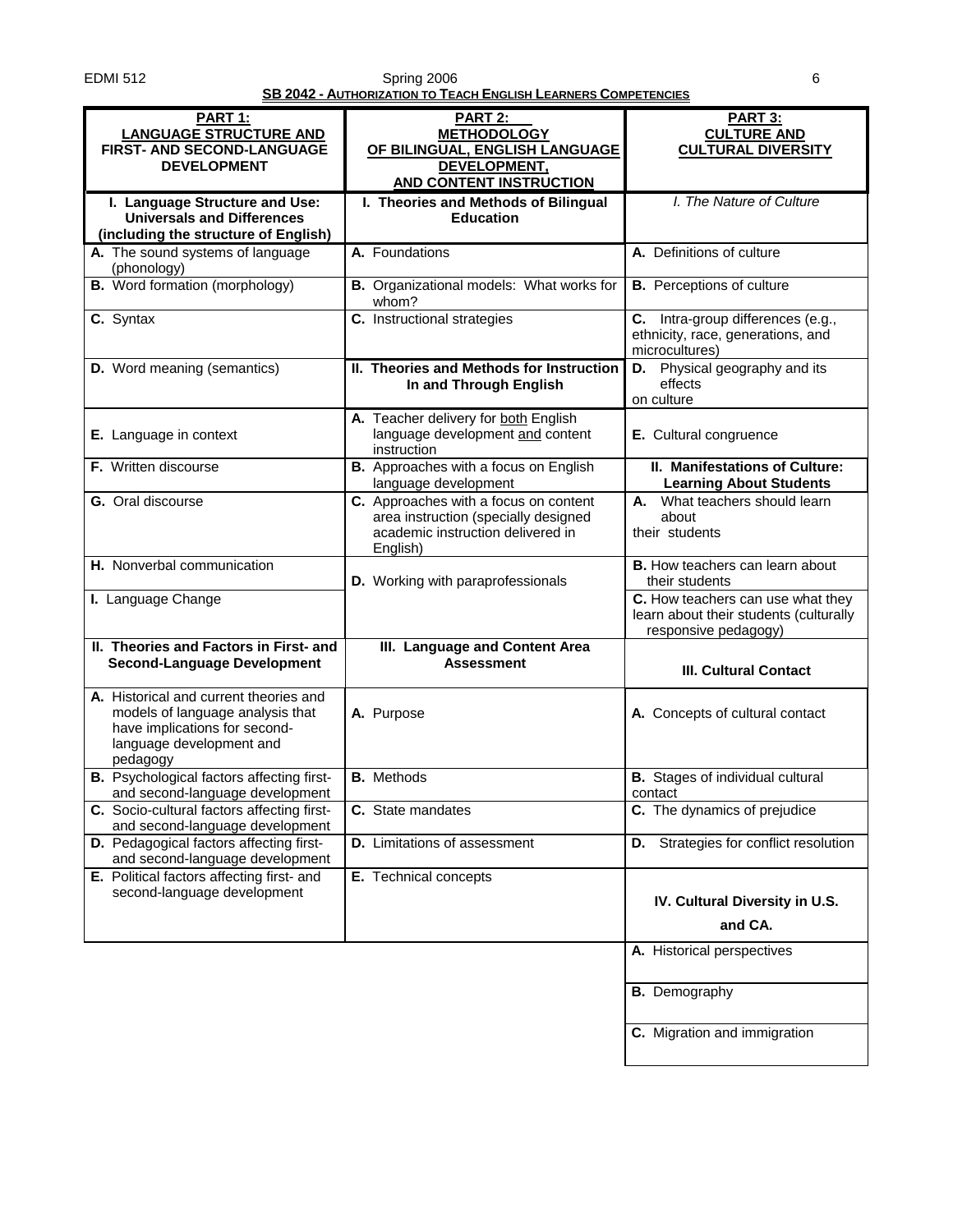**SB 2042 - AUTHORIZATION TO TEACH ENGLISH LEARNERS COMPETENCIES**

| PART 1: LANGUAGE STRUCTURE AND FIRST- AND SECOND-LANGUAGE DEVELOPMENT | PART 2: METHODOLOGY OF BILINGUAL, ENGLISH LANGUAGE DEVELOPMENT, AND CONTENT INSTRUCTION | PART 3: CULTURE AND CULTURAL DIVERSITY |
|---|---|---|
| **I. Language Structure and Use: Universals and Differences (including the structure of English)** | **I. Theories and Methods of Bilingual Education** | *I. The Nature of Culture* |
| **A.** The sound systems of language (phonology) | **A.** Foundations | **A.** Definitions of culture |
| **B.** Word formation (morphology) | **B.** Organizational models: What works for whom? | **B.** Perceptions of culture |
| **C.** Syntax | **C.** Instructional strategies | **C.** Intra-group differences (e.g., ethnicity, race, generations, and microcultures) |
| **D.** Word meaning (semantics) | **II. Theories and Methods for Instruction In and Through English** | **D.** Physical geography and its effects on culture |
| **E.** Language in context | **A.** Teacher delivery for both English language development and content instruction | **E.** Cultural congruence |
| **F.** Written discourse | **B.** Approaches with a focus on English language development | **II. Manifestations of Culture: Learning About Students** |
| **G.** Oral discourse | **C.** Approaches with a focus on content area instruction (specially designed academic instruction delivered in English) | **A.** What teachers should learn about their students |
| **H.** Nonverbal communication | **D.** Working with paraprofessionals | **B.** How teachers can learn about their students |
| **I.** Language Change | | **C.** How teachers can use what they learn about their students (culturally responsive pedagogy) |
| **II. Theories and Factors in First- and Second-Language Development** | **III. Language and Content Area Assessment** | **III. Cultural Contact** |
| **A.** Historical and current theories and models of language analysis that have implications for second-language development and pedagogy | **A.** Purpose | **A.** Concepts of cultural contact |
| **B.** Psychological factors affecting first- and second-language development | **B.** Methods | **B.** Stages of individual cultural contact |
| **C.** Socio-cultural factors affecting first- and second-language development | **C.** State mandates | **C.** The dynamics of prejudice |
| **D.** Pedagogical factors affecting first- and second-language development | **D.** Limitations of assessment | **D.** Strategies for conflict resolution |
| **E.** Political factors affecting first- and second-language development | **E.** Technical concepts | **IV. Cultural Diversity in U.S. and CA.** |
| | | **A.** Historical perspectives |
| | | **B.** Demography |
| | | **C.** Migration and immigration |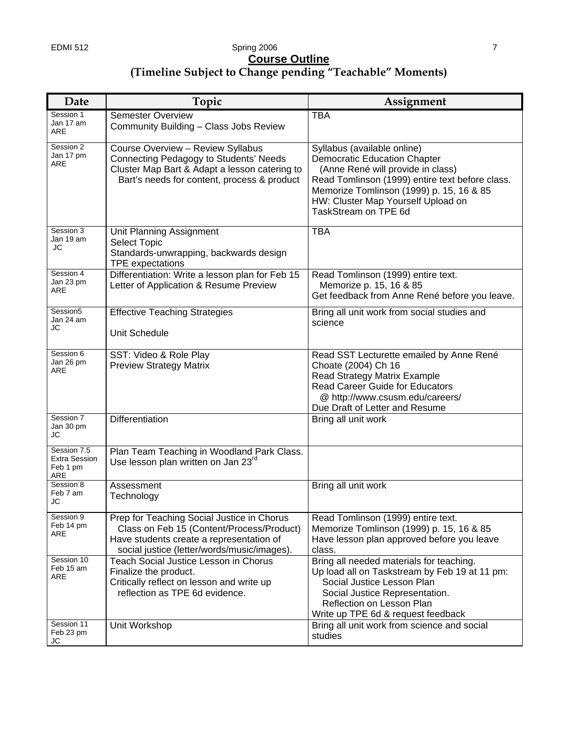## Course Outline

### (Timeline Subject to Change pending "Teachable" Moments)

| Date | Topic | Assignment |
|---|---|---|
| Session 1<br>Jan 17 am<br>ARE | Semester Overview<br>Community Building – Class Jobs Review | TBA |
| Session 2<br>Jan 17 pm<br>ARE | Course Overview – Review Syllabus<br>Connecting Pedagogy to Students' Needs<br>Cluster Map Bart & Adapt a lesson catering to Bart's needs for content, process & product | Syllabus (available online)<br>Democratic Education Chapter (Anne René will provide in class)<br>Read Tomlinson (1999) entire text before class.<br>Memorize Tomlinson (1999) p. 15, 16 & 85<br>HW: Cluster Map Yourself Upload on TaskStream on TPE 6d |
| Session 3<br>Jan 19 am<br>JC | Unit Planning Assignment<br>Select Topic<br>Standards-unwrapping, backwards design<br>TPE expectations | TBA |
| Session 4<br>Jan 23 pm<br>ARE | Differentiation: Write a lesson plan for Feb 15<br>Letter of Application & Resume Preview | Read Tomlinson (1999) entire text.<br>Memorize p. 15, 16 & 85<br>Get feedback from Anne René before you leave. |
| Session5<br>Jan 24 am<br>JC | Effective Teaching Strategies<br><br>Unit Schedule | Bring all unit work from social studies and science |
| Session 6<br>Jan 26 pm<br>ARE | SST: Video & Role Play<br>Preview Strategy Matrix | Read SST Lecturette emailed by Anne René<br>Choate (2004) Ch 16<br>Read Strategy Matrix Example<br>Read Career Guide for Educators @ http://www.csusm.edu/careers/<br>Due Draft of Letter and Resume |
| Session 7<br>Jan 30 pm<br>JC | Differentiation | Bring all unit work |
| Session 7.5<br>Extra Session<br>Feb 1 pm<br>ARE | Plan Team Teaching in Woodland Park Class.<br>Use lesson plan written on Jan 23rd | |
| Session 8<br>Feb 7 am<br>JC | Assessment<br>Technology | Bring all unit work |
| Session 9<br>Feb 14 pm<br>ARE | Prep for Teaching Social Justice in Chorus Class on Feb 15 (Content/Process/Product)<br>Have students create a representation of social justice (letter/words/music/images). | Read Tomlinson (1999) entire text.<br>Memorize Tomlinson (1999) p. 15, 16 & 85<br>Have lesson plan approved before you leave class. |
| Session 10<br>Feb 15 am<br>ARE | Teach Social Justice Lesson in Chorus<br>Finalize the product.<br>Critically reflect on lesson and write up reflection as TPE 6d evidence. | Bring all needed materials for teaching.<br>Up load all on Taskstream by Feb 19 at 11 pm:<br>Social Justice Lesson Plan<br>Social Justice Representation.<br>Reflection on Lesson Plan<br>Write up TPE 6d & request feedback |
| Session 11<br>Feb 23 pm<br>JC | Unit Workshop | Bring all unit work from science and social studies |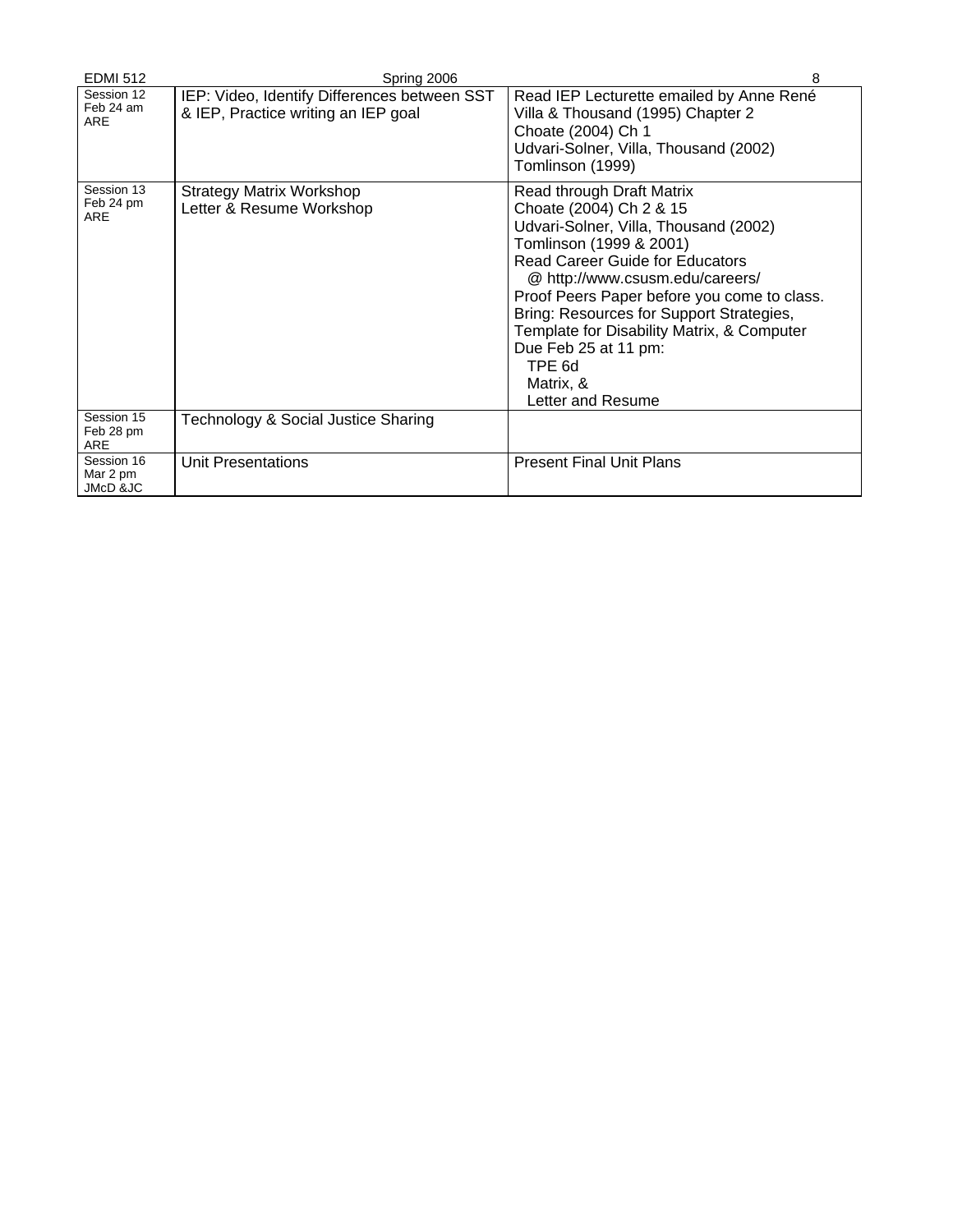| | | |
|---|---|---|
| Session 12<br>Feb 24 am<br>ARE | IEP: Video, Identify Differences between SST & IEP, Practice writing an IEP goal | Read IEP Lecturette emailed by Anne René<br>Villa & Thousand (1995) Chapter 2<br>Choate (2004) Ch 1<br>Udvari-Solner, Villa, Thousand (2002)<br>Tomlinson (1999) |
| Session 13<br>Feb 24 pm<br>ARE | Strategy Matrix Workshop<br>Letter & Resume Workshop | Read through Draft Matrix<br>Choate (2004) Ch 2 & 15<br>Udvari-Solner, Villa, Thousand (2002)<br>Tomlinson (1999 & 2001)<br>Read Career Guide for Educators<br>@ http://www.csusm.edu/careers/<br>Proof Peers Paper before you come to class.<br>Bring: Resources for Support Strategies, Template for Disability Matrix, & Computer<br>Due Feb 25 at 11 pm:<br>TPE 6d<br>Matrix, &<br>Letter and Resume |
| Session 15<br>Feb 28 pm<br>ARE | Technology & Social Justice Sharing | |
| Session 16<br>Mar 2 pm<br>JMcD &JC | Unit Presentations | Present Final Unit Plans |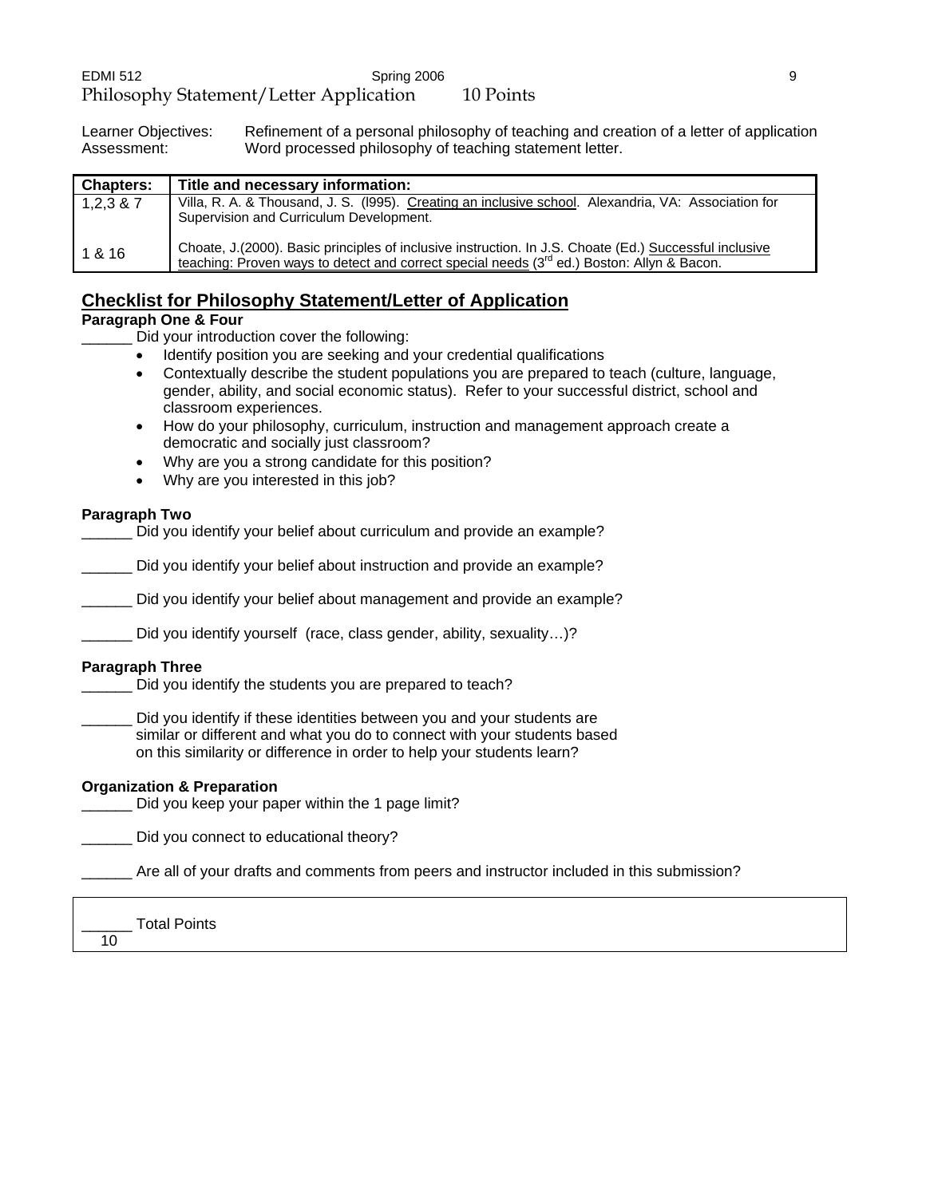## Philosophy Statement/Letter Application 10 Points

Learner Objectives: Refinement of a personal philosophy of teaching and creation of a letter of application
Assessment: Word processed philosophy of teaching statement letter.

| Chapters: | Title and necessary information: |
|---|---|
| 1,2,3 & 7 | Villa, R. A. & Thousand, J. S. (l995). Creating an inclusive school. Alexandria, VA: Association for Supervision and Curriculum Development. |
| 1 & 16 | Choate, J.(2000). Basic principles of inclusive instruction. In J.S. Choate (Ed.) Successful inclusive teaching: Proven ways to detect and correct special needs (3rd ed.) Boston: Allyn & Bacon. |

## Checklist for Philosophy Statement/Letter of Application

**Paragraph One & Four**

______ Did your introduction cover the following:

- Identify position you are seeking and your credential qualifications
- Contextually describe the student populations you are prepared to teach (culture, language, gender, ability, and social economic status). Refer to your successful district, school and classroom experiences.
- How do your philosophy, curriculum, instruction and management approach create a democratic and socially just classroom?
- Why are you a strong candidate for this position?
- Why are you interested in this job?

**Paragraph Two**

______ Did you identify your belief about curriculum and provide an example?

______ Did you identify your belief about instruction and provide an example?

______ Did you identify your belief about management and provide an example?

______ Did you identify yourself (race, class gender, ability, sexuality…)?

**Paragraph Three**

______ Did you identify the students you are prepared to teach?

______ Did you identify if these identities between you and your students are similar or different and what you do to connect with your students based on this similarity or difference in order to help your students learn?

**Organization & Preparation**

______ Did you keep your paper within the 1 page limit?

______ Did you connect to educational theory?

______ Are all of your drafts and comments from peers and instructor included in this submission?

______ Total Points
10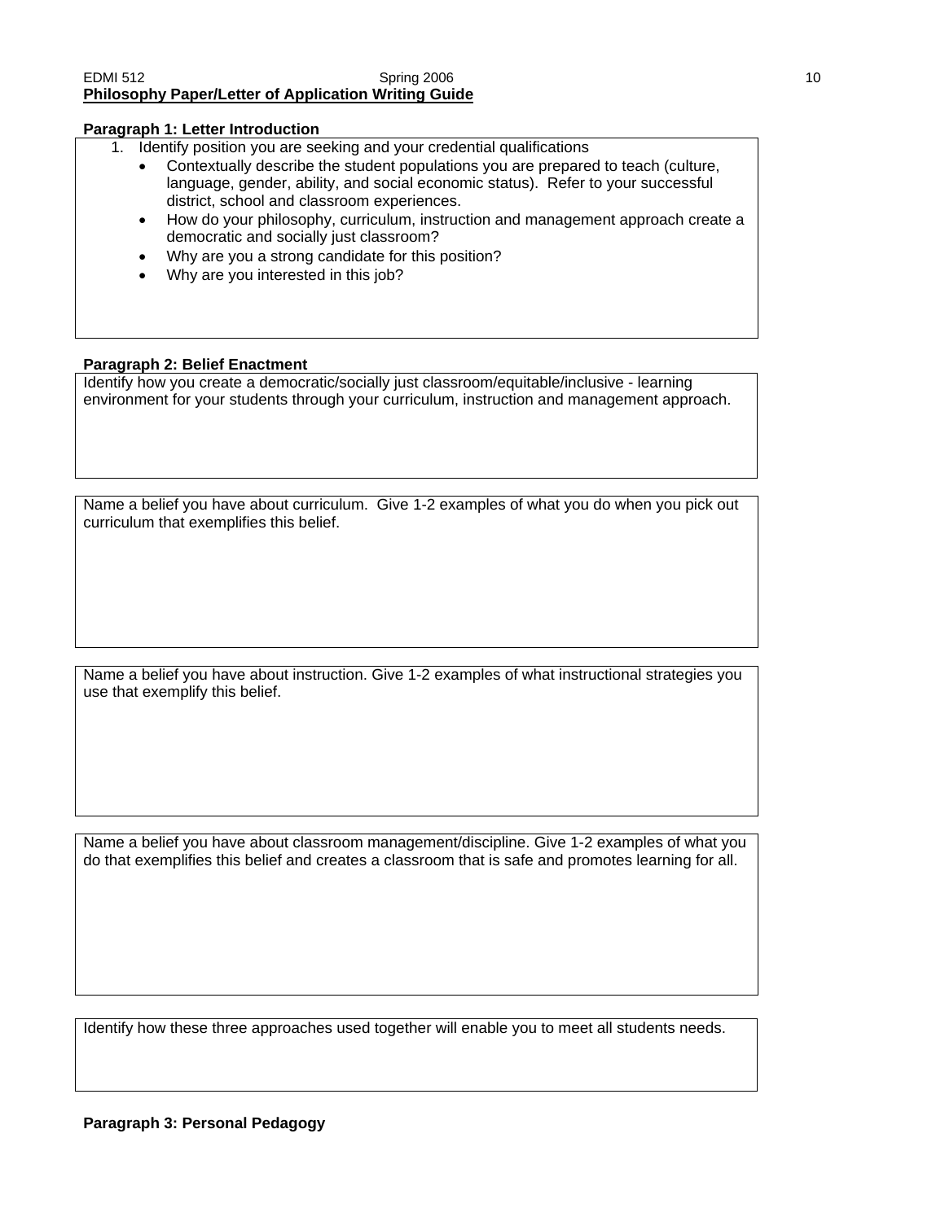## Philosophy Paper/Letter of Application Writing Guide

**Paragraph 1: Letter Introduction**

1. Identify position you are seeking and your credential qualifications
   - Contextually describe the student populations you are prepared to teach (culture, language, gender, ability, and social economic status). Refer to your successful district, school and classroom experiences.
   - How do your philosophy, curriculum, instruction and management approach create a democratic and socially just classroom?
   - Why are you a strong candidate for this position?
   - Why are you interested in this job?

**Paragraph 2: Belief Enactment**

Identify how you create a democratic/socially just classroom/equitable/inclusive - learning environment for your students through your curriculum, instruction and management approach.

Name a belief you have about curriculum. Give 1-2 examples of what you do when you pick out curriculum that exemplifies this belief.

Name a belief you have about instruction. Give 1-2 examples of what instructional strategies you use that exemplify this belief.

Name a belief you have about classroom management/discipline. Give 1-2 examples of what you do that exemplifies this belief and creates a classroom that is safe and promotes learning for all.

Identify how these three approaches used together will enable you to meet all students needs.

**Paragraph 3: Personal Pedagogy**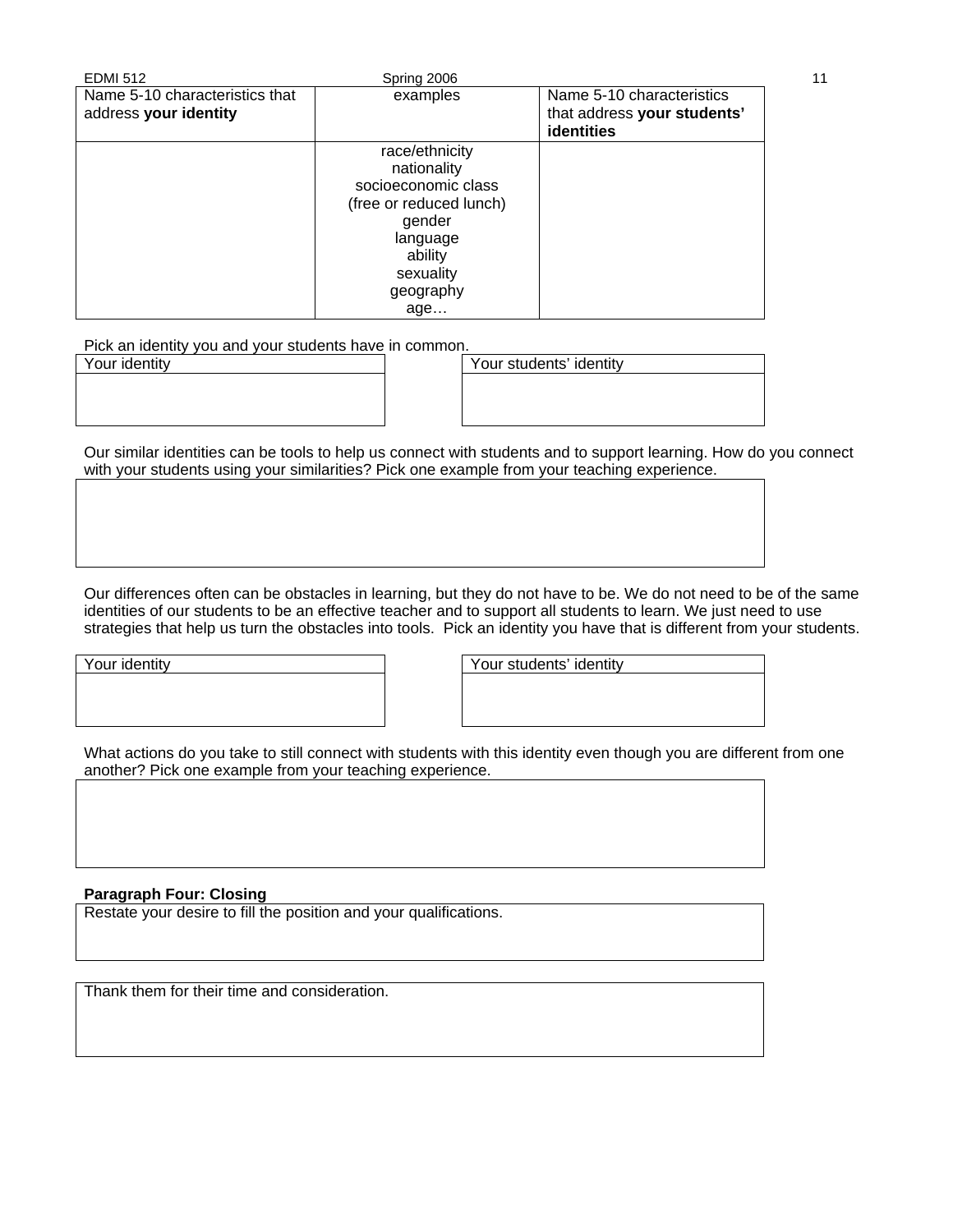| Name 5-10 characteristics that address **your identity** | examples | Name 5-10 characteristics that address **your students' identities** |
| --- | --- | --- |
| | race/ethnicity<br>nationality<br>socioeconomic class<br>(free or reduced lunch)<br>gender<br>language<br>ability<br>sexuality<br>geography<br>age… | |

Pick an identity you and your students have in common.

| Your identity |
| --- |
| |

| Your students' identity |
| --- |
| |

Our similar identities can be tools to help us connect with students and to support learning. How do you connect with your students using your similarities? Pick one example from your teaching experience.

| |
| --- |
| |

Our differences often can be obstacles in learning, but they do not have to be. We do not need to be of the same identities of our students to be an effective teacher and to support all students to learn. We just need to use strategies that help us turn the obstacles into tools. Pick an identity you have that is different from your students.

| Your identity |
| --- |
| |

| Your students' identity |
| --- |
| |

What actions do you take to still connect with students with this identity even though you are different from one another? Pick one example from your teaching experience.

| |
| --- |
| |

**Paragraph Four: Closing**

| Restate your desire to fill the position and your qualifications. |
| --- |
| |

| Thank them for their time and consideration. |
| --- |
| |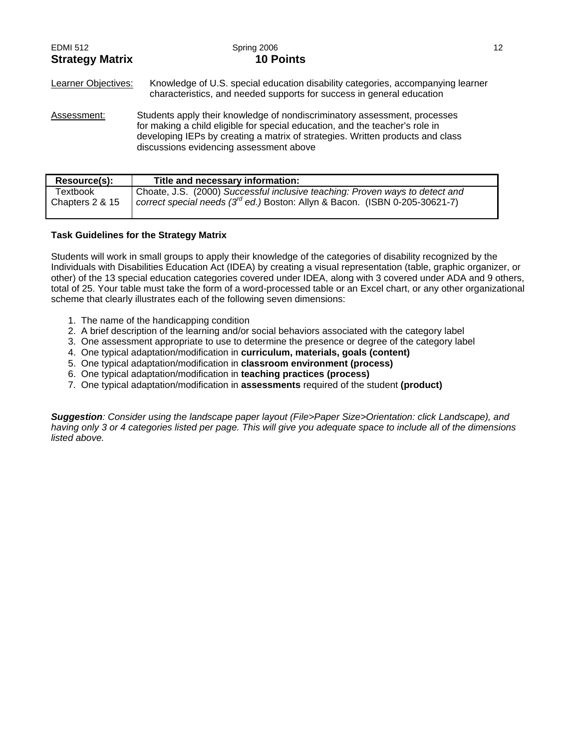## Strategy Matrix

**10 Points**

Learner Objectives: Knowledge of U.S. special education disability categories, accompanying learner characteristics, and needed supports for success in general education

Assessment: Students apply their knowledge of nondiscriminatory assessment, processes for making a child eligible for special education, and the teacher's role in developing IEPs by creating a matrix of strategies. Written products and class discussions evidencing assessment above

| Resource(s): | Title and necessary information: |
|---|---|
| Textbook Chapters 2 & 15 | Choate, J.S. (2000) *Successful inclusive teaching: Proven ways to detect and correct special needs (3rd ed.)* Boston: Allyn & Bacon. (ISBN 0-205-30621-7) |

**Task Guidelines for the Strategy Matrix**

Students will work in small groups to apply their knowledge of the categories of disability recognized by the Individuals with Disabilities Education Act (IDEA) by creating a visual representation (table, graphic organizer, or other) of the 13 special education categories covered under IDEA, along with 3 covered under ADA and 9 others, total of 25. Your table must take the form of a word-processed table or an Excel chart, or any other organizational scheme that clearly illustrates each of the following seven dimensions:

1. The name of the handicapping condition
2. A brief description of the learning and/or social behaviors associated with the category label
3. One assessment appropriate to use to determine the presence or degree of the category label
4. One typical adaptation/modification in **curriculum, materials, goals (content)**
5. One typical adaptation/modification in **classroom environment (process)**
6. One typical adaptation/modification in **teaching practices (process)**
7. One typical adaptation/modification in **assessments** required of the student **(product)**

***Suggestion****: Consider using the landscape paper layout (File>Paper Size>Orientation: click Landscape), and having only 3 or 4 categories listed per page. This will give you adequate space to include all of the dimensions listed above.*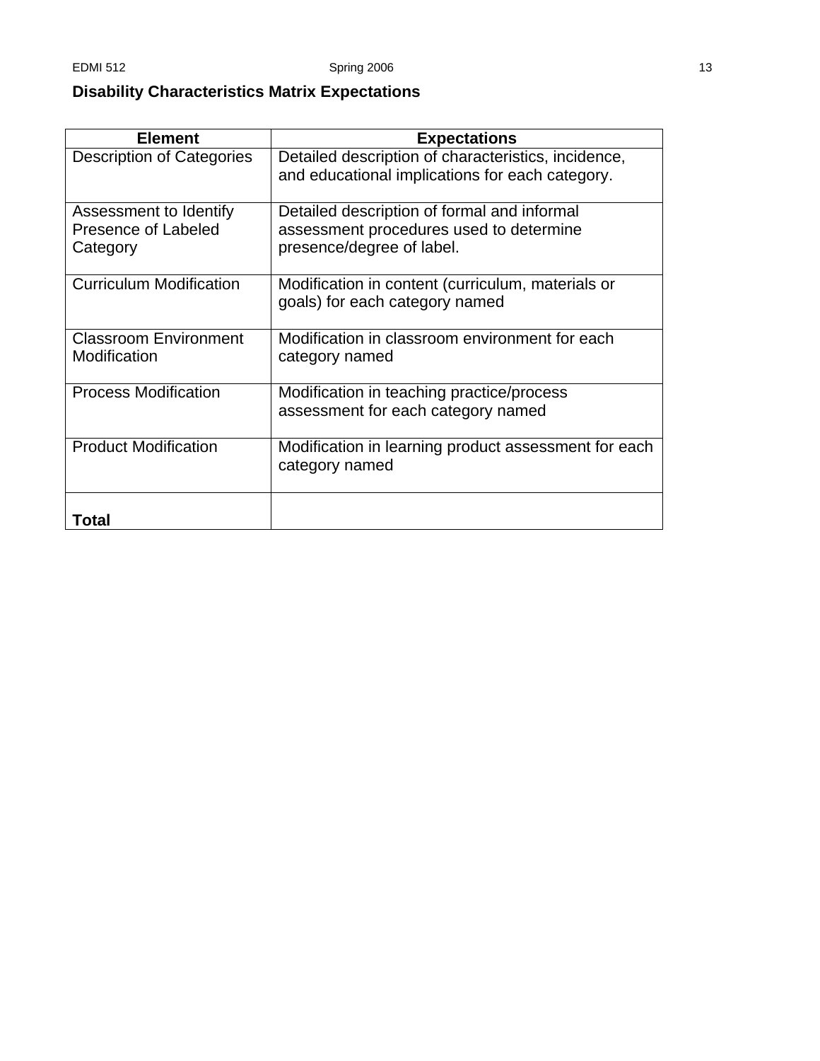## Disability Characteristics Matrix Expectations

| Element | Expectations |
|---|---|
| Description of Categories | Detailed description of characteristics, incidence, and educational implications for each category. |
| Assessment to Identify Presence of Labeled Category | Detailed description of formal and informal assessment procedures used to determine presence/degree of label. |
| Curriculum Modification | Modification in content (curriculum, materials or goals) for each category named |
| Classroom Environment Modification | Modification in classroom environment for each category named |
| Process Modification | Modification in teaching practice/process assessment for each category named |
| Product Modification | Modification in learning product assessment for each category named |
| **Total** | |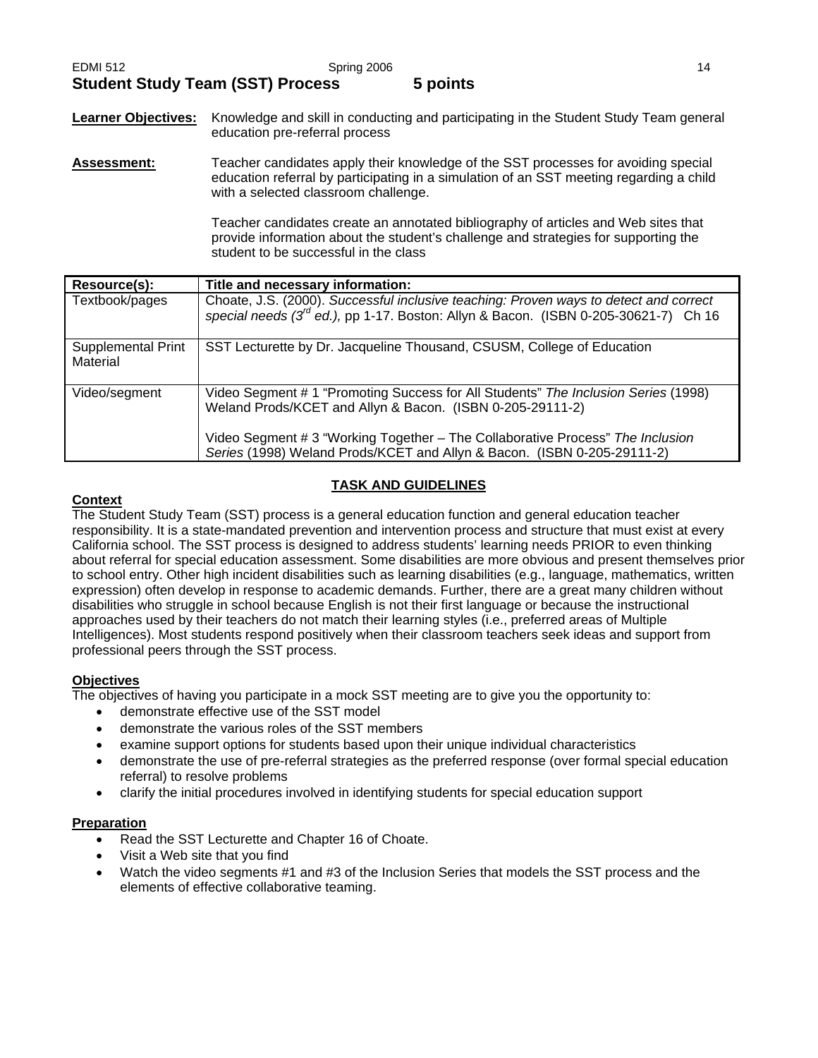## Student Study Team (SST) Process 5 points

**Learner Objectives:** Knowledge and skill in conducting and participating in the Student Study Team general education pre-referral process

**Assessment:** Teacher candidates apply their knowledge of the SST processes for avoiding special education referral by participating in a simulation of an SST meeting regarding a child with a selected classroom challenge.

Teacher candidates create an annotated bibliography of articles and Web sites that provide information about the student's challenge and strategies for supporting the student to be successful in the class

| Resource(s): | Title and necessary information: |
|---|---|
| Textbook/pages | Choate, J.S. (2000). *Successful inclusive teaching: Proven ways to detect and correct special needs (3rd ed.),* pp 1-17. Boston: Allyn & Bacon. (ISBN 0-205-30621-7) Ch 16 |
| Supplemental Print Material | SST Lecturette by Dr. Jacqueline Thousand, CSUSM, College of Education |
| Video/segment | Video Segment # 1 "Promoting Success for All Students" *The Inclusion Series* (1998) Weland Prods/KCET and Allyn & Bacon. (ISBN 0-205-29111-2)<br><br>Video Segment # 3 "Working Together – The Collaborative Process" *The Inclusion Series* (1998) Weland Prods/KCET and Allyn & Bacon. (ISBN 0-205-29111-2) |

### TASK AND GUIDELINES

**Context**

The Student Study Team (SST) process is a general education function and general education teacher responsibility. It is a state-mandated prevention and intervention process and structure that must exist at every California school. The SST process is designed to address students' learning needs PRIOR to even thinking about referral for special education assessment. Some disabilities are more obvious and present themselves prior to school entry. Other high incident disabilities such as learning disabilities (e.g., language, mathematics, written expression) often develop in response to academic demands. Further, there are a great many children without disabilities who struggle in school because English is not their first language or because the instructional approaches used by their teachers do not match their learning styles (i.e., preferred areas of Multiple Intelligences). Most students respond positively when their classroom teachers seek ideas and support from professional peers through the SST process.

**Objectives**

The objectives of having you participate in a mock SST meeting are to give you the opportunity to:

- demonstrate effective use of the SST model
- demonstrate the various roles of the SST members
- examine support options for students based upon their unique individual characteristics
- demonstrate the use of pre-referral strategies as the preferred response (over formal special education referral) to resolve problems
- clarify the initial procedures involved in identifying students for special education support

**Preparation**

- Read the SST Lecturette and Chapter 16 of Choate.
- Visit a Web site that you find
- Watch the video segments #1 and #3 of the Inclusion Series that models the SST process and the elements of effective collaborative teaming.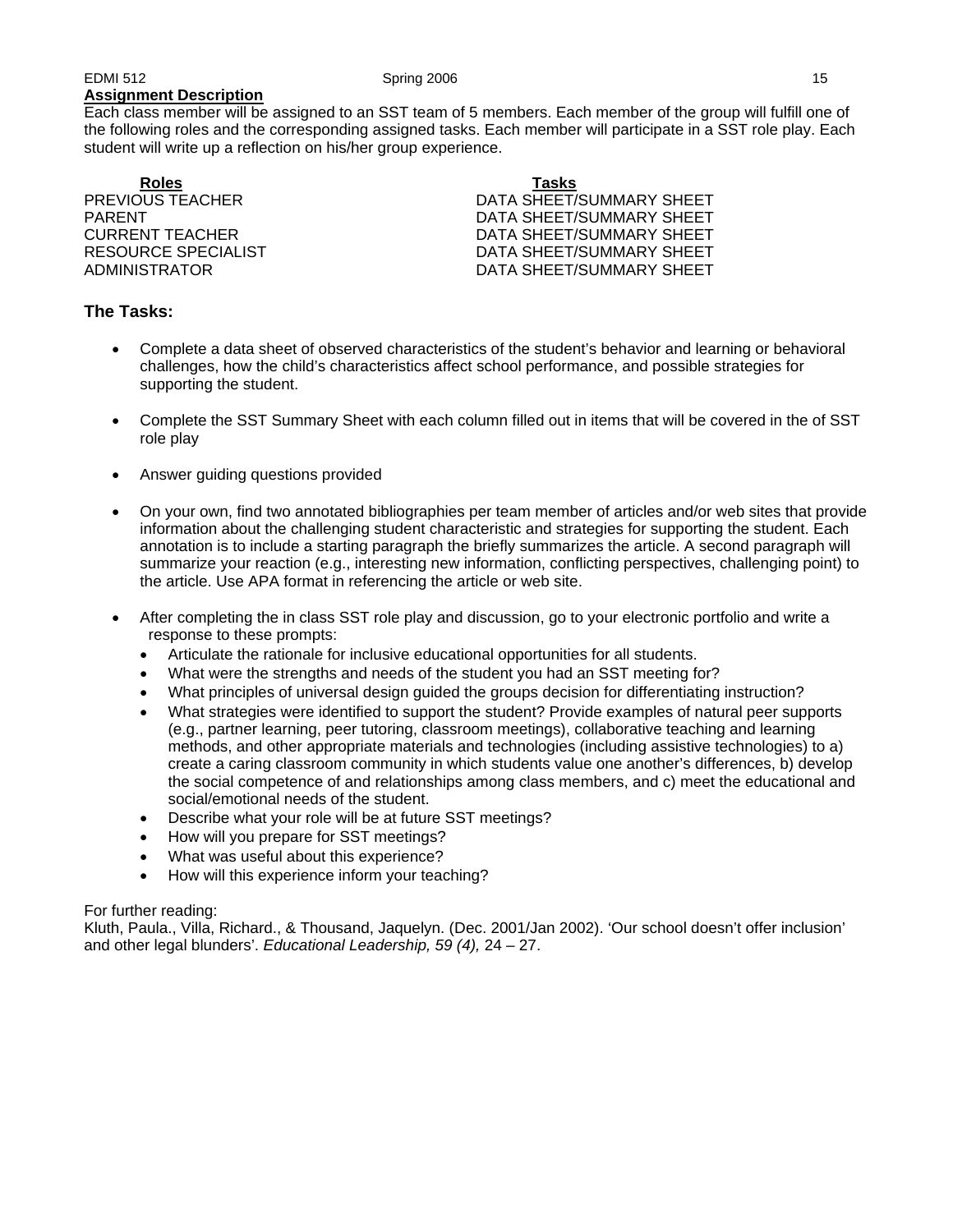**Assignment Description**

Each class member will be assigned to an SST team of 5 members. Each member of the group will fulfill one of the following roles and the corresponding assigned tasks. Each member will participate in a SST role play. Each student will write up a reflection on his/her group experience.

| Roles | Tasks |
| --- | --- |
| PREVIOUS TEACHER | DATA SHEET/SUMMARY SHEET |
| PARENT | DATA SHEET/SUMMARY SHEET |
| CURRENT TEACHER | DATA SHEET/SUMMARY SHEET |
| RESOURCE SPECIALIST | DATA SHEET/SUMMARY SHEET |
| ADMINISTRATOR | DATA SHEET/SUMMARY SHEET |

### The Tasks:

- Complete a data sheet of observed characteristics of the student's behavior and learning or behavioral challenges, how the child's characteristics affect school performance, and possible strategies for supporting the student.
- Complete the SST Summary Sheet with each column filled out in items that will be covered in the of SST role play
- Answer guiding questions provided
- On your own, find two annotated bibliographies per team member of articles and/or web sites that provide information about the challenging student characteristic and strategies for supporting the student. Each annotation is to include a starting paragraph the briefly summarizes the article. A second paragraph will summarize your reaction (e.g., interesting new information, conflicting perspectives, challenging point) to the article. Use APA format in referencing the article or web site.
- After completing the in class SST role play and discussion, go to your electronic portfolio and write a response to these prompts:
  - Articulate the rationale for inclusive educational opportunities for all students.
  - What were the strengths and needs of the student you had an SST meeting for?
  - What principles of universal design guided the groups decision for differentiating instruction?
  - What strategies were identified to support the student? Provide examples of natural peer supports (e.g., partner learning, peer tutoring, classroom meetings), collaborative teaching and learning methods, and other appropriate materials and technologies (including assistive technologies) to a) create a caring classroom community in which students value one another's differences, b) develop the social competence of and relationships among class members, and c) meet the educational and social/emotional needs of the student.
  - Describe what your role will be at future SST meetings?
  - How will you prepare for SST meetings?
  - What was useful about this experience?
  - How will this experience inform your teaching?

For further reading:
Kluth, Paula., Villa, Richard., & Thousand, Jaquelyn. (Dec. 2001/Jan 2002). 'Our school doesn't offer inclusion' and other legal blunders'. *Educational Leadership, 59 (4),* 24 – 27.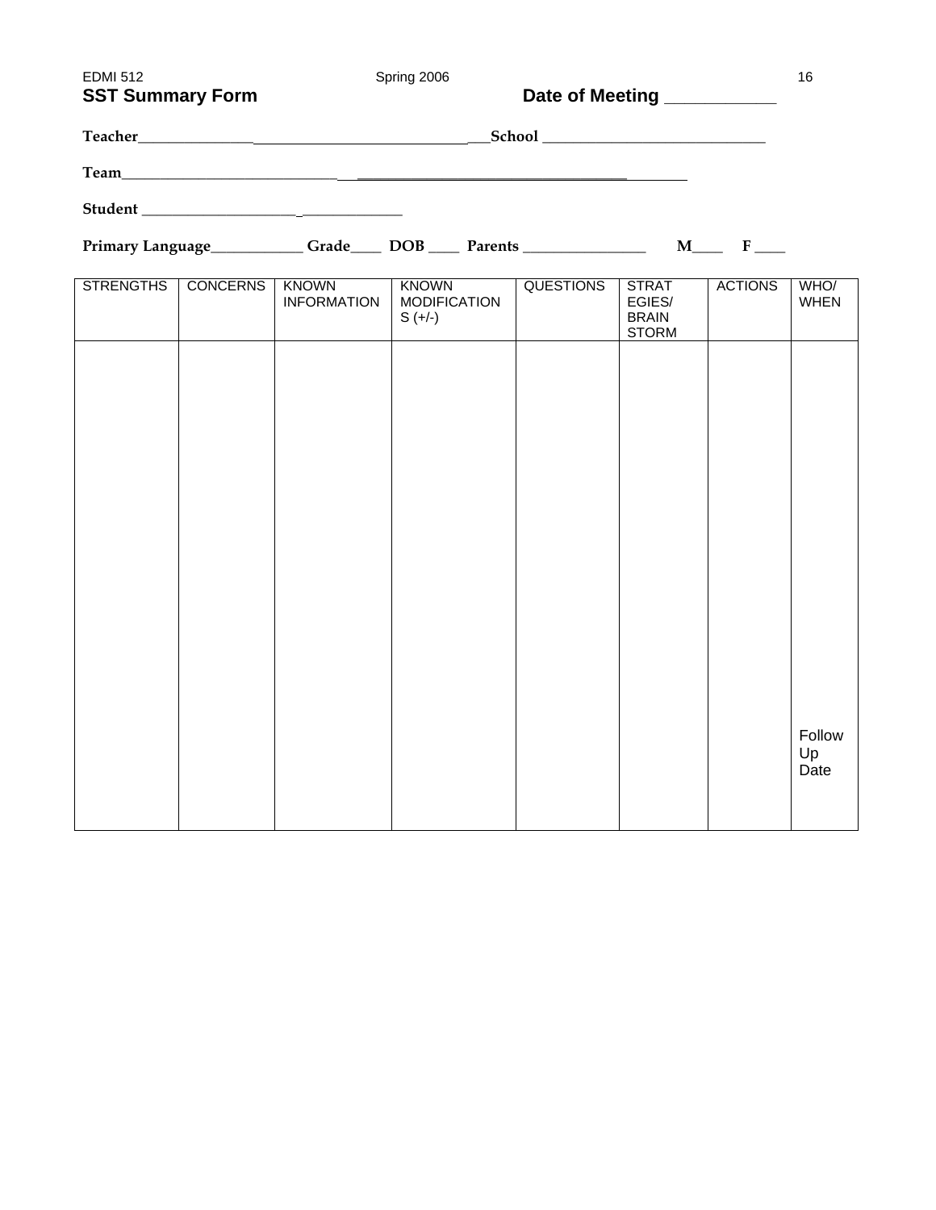## SST Summary Form

**Date of Meeting** ____________

**Teacher**_______________________________________________**School** _____________________________

**Team**_______________________________________________________________________

**Student** ____________________________________

**Primary Language**____________ **Grade**____ **DOB** ____ **Parents** ________________ **M**____ **F** ____

| STRENGTHS | CONCERNS | KNOWN INFORMATION | KNOWN MODIFICATIONS (+/-) | QUESTIONS | STRATEGIES/ BRAIN STORM | ACTIONS | WHO/ WHEN |
|---|---|---|---|---|---|---|---|
| | | | | | | | Follow Up Date |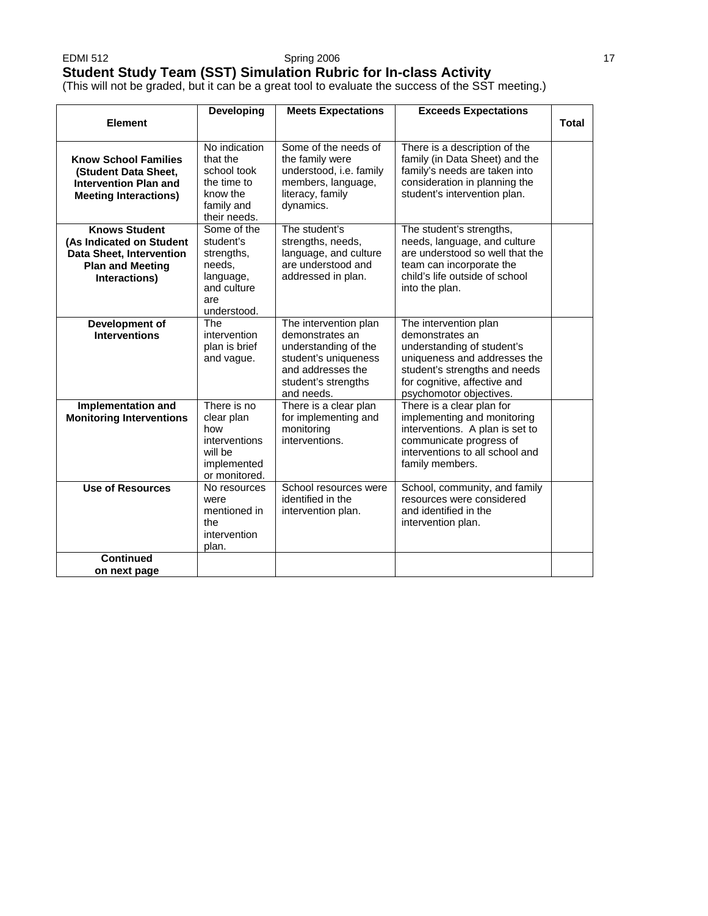## Student Study Team (SST) Simulation Rubric for In-class Activity

(This will not be graded, but it can be a great tool to evaluate the success of the SST meeting.)

| Element | Developing | Meets Expectations | Exceeds Expectations | Total |
|---|---|---|---|---|
| **Know School Families (Student Data Sheet, Intervention Plan and Meeting Interactions)** | No indication that the school took the time to know the family and their needs. | Some of the needs of the family were understood, i.e. family members, language, literacy, family dynamics. | There is a description of the family (in Data Sheet) and the family's needs are taken into consideration in planning the student's intervention plan. | |
| **Knows Student (As Indicated on Student Data Sheet, Intervention Plan and Meeting Interactions)** | Some of the student's strengths, needs, language, and culture are understood. | The student's strengths, needs, language, and culture are understood and addressed in plan. | The student's strengths, needs, language, and culture are understood so well that the team can incorporate the child's life outside of school into the plan. | |
| **Development of Interventions** | The intervention plan is brief and vague. | The intervention plan demonstrates an understanding of the student's uniqueness and addresses the student's strengths and needs. | The intervention plan demonstrates an understanding of student's uniqueness and addresses the student's strengths and needs for cognitive, affective and psychomotor objectives. | |
| **Implementation and Monitoring Interventions** | There is no clear plan how interventions will be implemented or monitored. | There is a clear plan for implementing and monitoring interventions. | There is a clear plan for implementing and monitoring interventions. A plan is set to communicate progress of interventions to all school and family members. | |
| **Use of Resources** | No resources were mentioned in the intervention plan. | School resources were identified in the intervention plan. | School, community, and family resources were considered and identified in the intervention plan. | |
| **Continued on next page** | | | | |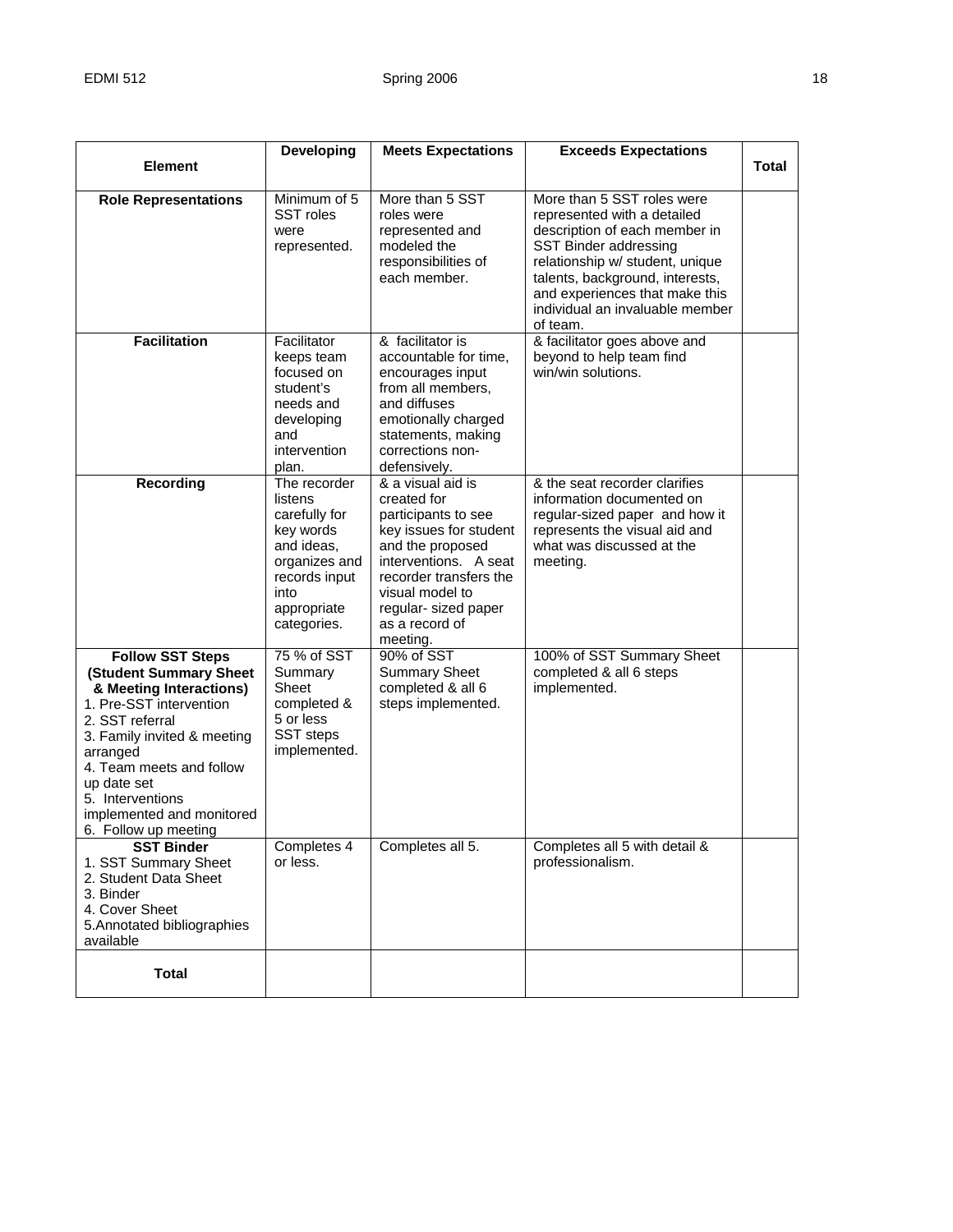| Element | Developing | Meets Expectations | Exceeds Expectations | Total |
|---|---|---|---|---|
| **Role Representations** | Minimum of 5 SST roles were represented. | More than 5 SST roles were represented and modeled the responsibilities of each member. | More than 5 SST roles were represented with a detailed description of each member in SST Binder addressing relationship w/ student, unique talents, background, interests, and experiences that make this individual an invaluable member of team. | |
| **Facilitation** | Facilitator keeps team focused on student's needs and developing and intervention plan. | & facilitator is accountable for time, encourages input from all members, and diffuses emotionally charged statements, making corrections non-defensively. | & facilitator goes above and beyond to help team find win/win solutions. | |
| **Recording** | The recorder listens carefully for key words and ideas, organizes and records input into appropriate categories. | & a visual aid is created for participants to see key issues for student and the proposed interventions. A seat recorder transfers the visual model to regular- sized paper as a record of meeting. | & the seat recorder clarifies information documented on regular-sized paper and how it represents the visual aid and what was discussed at the meeting. | |
| **Follow SST Steps (Student Summary Sheet & Meeting Interactions)**<br>1. Pre-SST intervention<br>2. SST referral<br>3. Family invited & meeting arranged<br>4. Team meets and follow up date set<br>5. Interventions implemented and monitored<br>6. Follow up meeting | 75 % of SST Summary Sheet completed & 5 or less SST steps implemented. | 90% of SST Summary Sheet completed & all 6 steps implemented. | 100% of SST Summary Sheet completed & all 6 steps implemented. | |
| **SST Binder**<br>1. SST Summary Sheet<br>2. Student Data Sheet<br>3. Binder<br>4. Cover Sheet<br>5.Annotated bibliographies available | Completes 4 or less. | Completes all 5. | Completes all 5 with detail & professionalism. | |
| **Total** | | | | |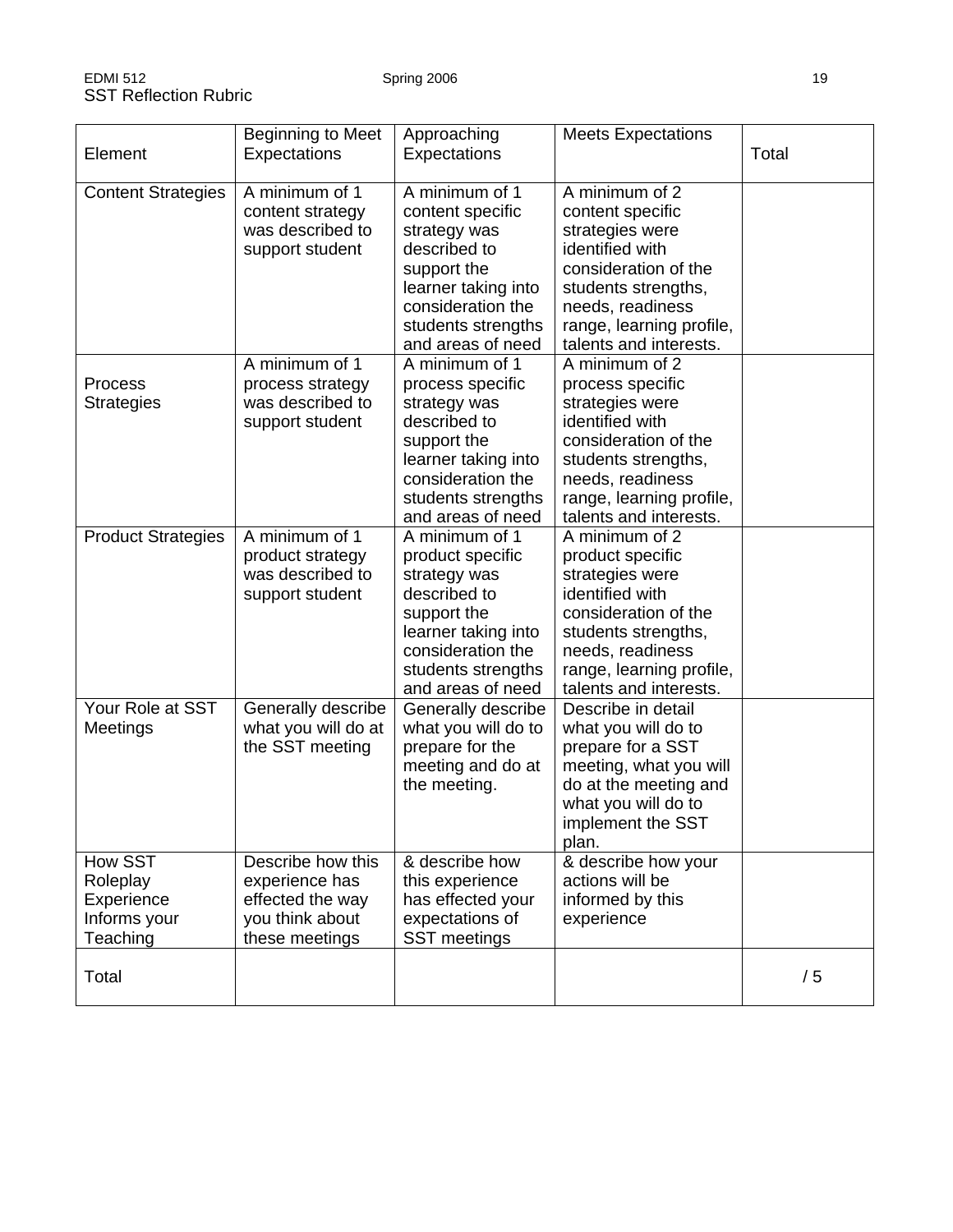## SST Reflection Rubric

| Element | Beginning to Meet Expectations | Approaching Expectations | Meets Expectations | Total |
|---|---|---|---|---|
| Content Strategies | A minimum of 1 content strategy was described to support student | A minimum of 1 content specific strategy was described to support the learner taking into consideration the students strengths and areas of need | A minimum of 2 content specific strategies were identified with consideration of the students strengths, needs, readiness range, learning profile, talents and interests. | |
| Process Strategies | A minimum of 1 process strategy was described to support student | A minimum of 1 process specific strategy was described to support the learner taking into consideration the students strengths and areas of need | A minimum of 2 process specific strategies were identified with consideration of the students strengths, needs, readiness range, learning profile, talents and interests. | |
| Product Strategies | A minimum of 1 product strategy was described to support student | A minimum of 1 product specific strategy was described to support the learner taking into consideration the students strengths and areas of need | A minimum of 2 product specific strategies were identified with consideration of the students strengths, needs, readiness range, learning profile, talents and interests. | |
| Your Role at SST Meetings | Generally describe what you will do at the SST meeting | Generally describe what you will do to prepare for the meeting and do at the meeting. | Describe in detail what you will do to prepare for a SST meeting, what you will do at the meeting and what you will do to implement the SST plan. | |
| How SST Roleplay Experience Informs your Teaching | Describe how this experience has effected the way you think about these meetings | & describe how this experience has effected your expectations of SST meetings | & describe how your actions will be informed by this experience | |
| Total | | | | / 5 |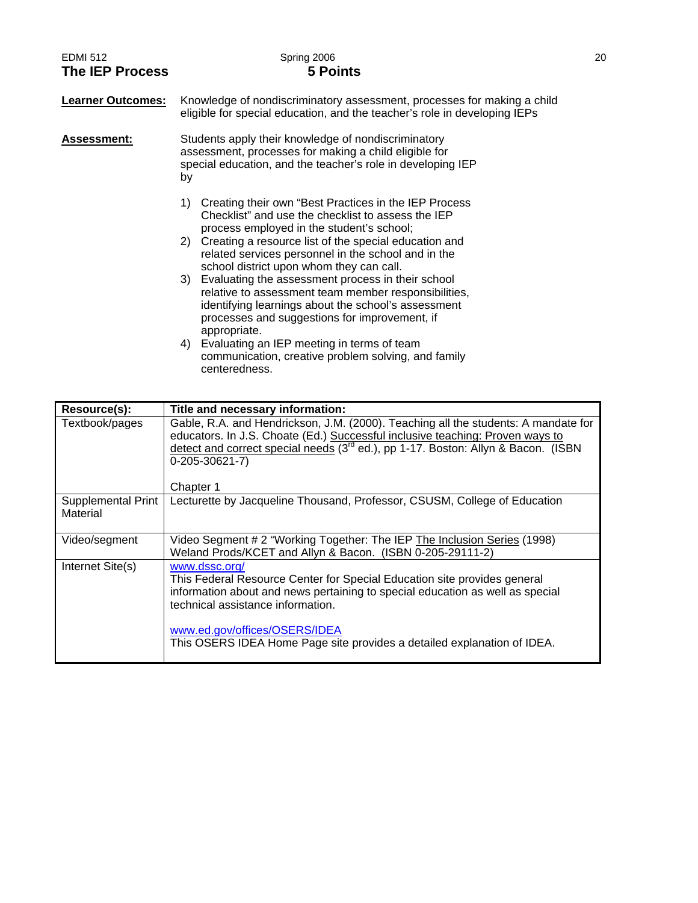EDMI 512 Spring 2006

## The IEP Process

**5 Points**

**Learner Outcomes:** Knowledge of nondiscriminatory assessment, processes for making a child eligible for special education, and the teacher's role in developing IEPs

**Assessment:** Students apply their knowledge of nondiscriminatory assessment, processes for making a child eligible for special education, and the teacher's role in developing IEP by

1) Creating their own "Best Practices in the IEP Process Checklist" and use the checklist to assess the IEP process employed in the student's school;
2) Creating a resource list of the special education and related services personnel in the school and in the school district upon whom they can call.
3) Evaluating the assessment process in their school relative to assessment team member responsibilities, identifying learnings about the school's assessment processes and suggestions for improvement, if appropriate.
4) Evaluating an IEP meeting in terms of team communication, creative problem solving, and family centeredness.

| Resource(s): | Title and necessary information: |
|---|---|
| Textbook/pages | Gable, R.A. and Hendrickson, J.M. (2000). Teaching all the students: A mandate for educators. In J.S. Choate (Ed.) Successful inclusive teaching: Proven ways to detect and correct special needs (3rd ed.), pp 1-17. Boston: Allyn & Bacon. (ISBN 0-205-30621-7)<br><br>Chapter 1 |
| Supplemental Print Material | Lecturette by Jacqueline Thousand, Professor, CSUSM, College of Education |
| Video/segment | Video Segment # 2 "Working Together: The IEP The Inclusion Series (1998) Weland Prods/KCET and Allyn & Bacon. (ISBN 0-205-29111-2) |
| Internet Site(s) | www.dssc.org/<br>This Federal Resource Center for Special Education site provides general information about and news pertaining to special education as well as special technical assistance information.<br><br>www.ed.gov/offices/OSERS/IDEA<br>This OSERS IDEA Home Page site provides a detailed explanation of IDEA. |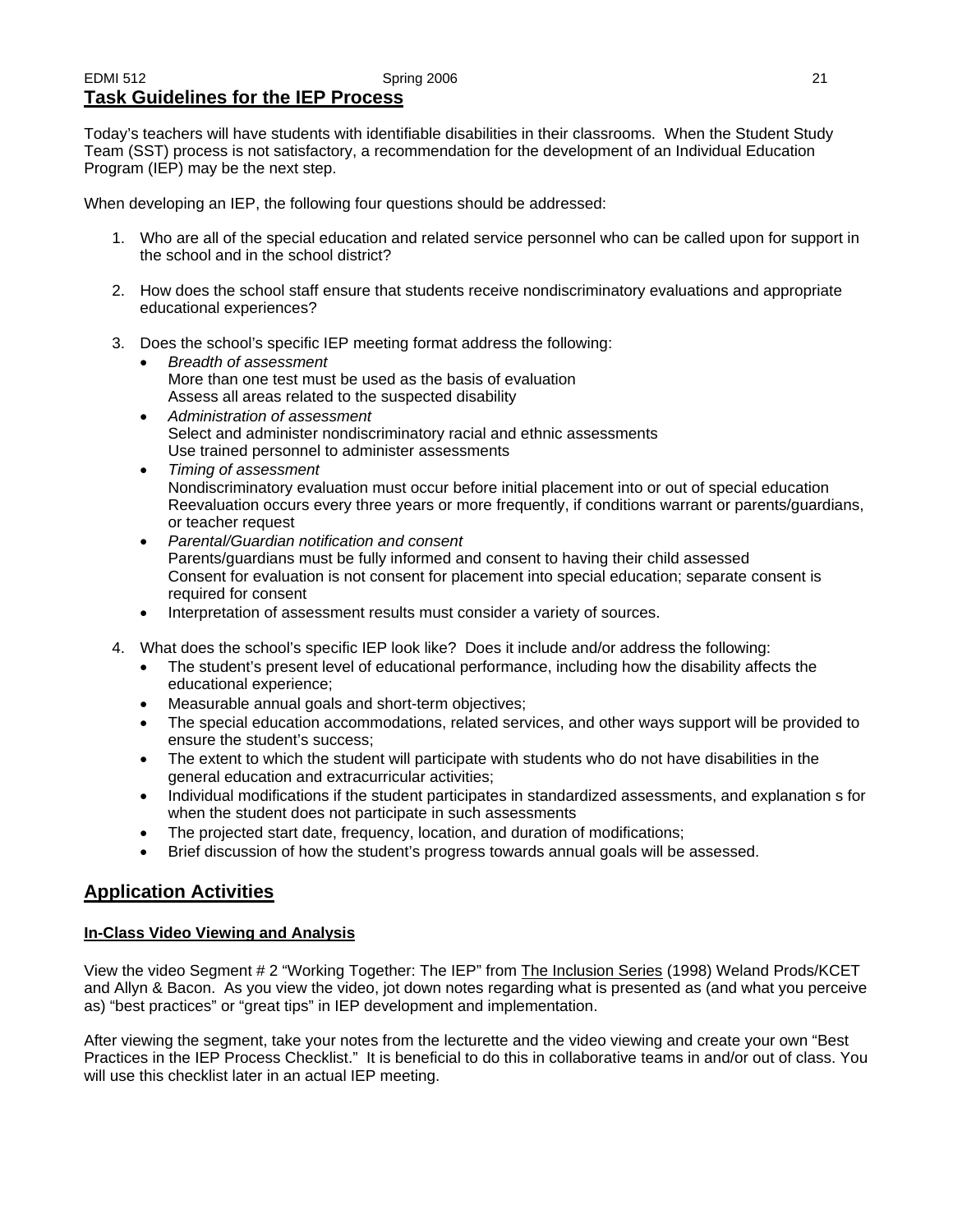## Task Guidelines for the IEP Process

Today's teachers will have students with identifiable disabilities in their classrooms. When the Student Study Team (SST) process is not satisfactory, a recommendation for the development of an Individual Education Program (IEP) may be the next step.

When developing an IEP, the following four questions should be addressed:

1. Who are all of the special education and related service personnel who can be called upon for support in the school and in the school district?

2. How does the school staff ensure that students receive nondiscriminatory evaluations and appropriate educational experiences?

3. Does the school's specific IEP meeting format address the following:
   - *Breadth of assessment*
     More than one test must be used as the basis of evaluation
     Assess all areas related to the suspected disability
   - *Administration of assessment*
     Select and administer nondiscriminatory racial and ethnic assessments
     Use trained personnel to administer assessments
   - *Timing of assessment*
     Nondiscriminatory evaluation must occur before initial placement into or out of special education
     Reevaluation occurs every three years or more frequently, if conditions warrant or parents/guardians, or teacher request
   - *Parental/Guardian notification and consent*
     Parents/guardians must be fully informed and consent to having their child assessed
     Consent for evaluation is not consent for placement into special education; separate consent is required for consent
   - Interpretation of assessment results must consider a variety of sources.

4. What does the school's specific IEP look like? Does it include and/or address the following:
   - The student's present level of educational performance, including how the disability affects the educational experience;
   - Measurable annual goals and short-term objectives;
   - The special education accommodations, related services, and other ways support will be provided to ensure the student's success;
   - The extent to which the student will participate with students who do not have disabilities in the general education and extracurricular activities;
   - Individual modifications if the student participates in standardized assessments, and explanation s for when the student does not participate in such assessments
   - The projected start date, frequency, location, and duration of modifications;
   - Brief discussion of how the student's progress towards annual goals will be assessed.

## Application Activities

### In-Class Video Viewing and Analysis

View the video Segment # 2 "Working Together: The IEP" from The Inclusion Series (1998) Weland Prods/KCET and Allyn & Bacon. As you view the video, jot down notes regarding what is presented as (and what you perceive as) "best practices" or "great tips" in IEP development and implementation.

After viewing the segment, take your notes from the lecturette and the video viewing and create your own "Best Practices in the IEP Process Checklist." It is beneficial to do this in collaborative teams in and/or out of class. You will use this checklist later in an actual IEP meeting.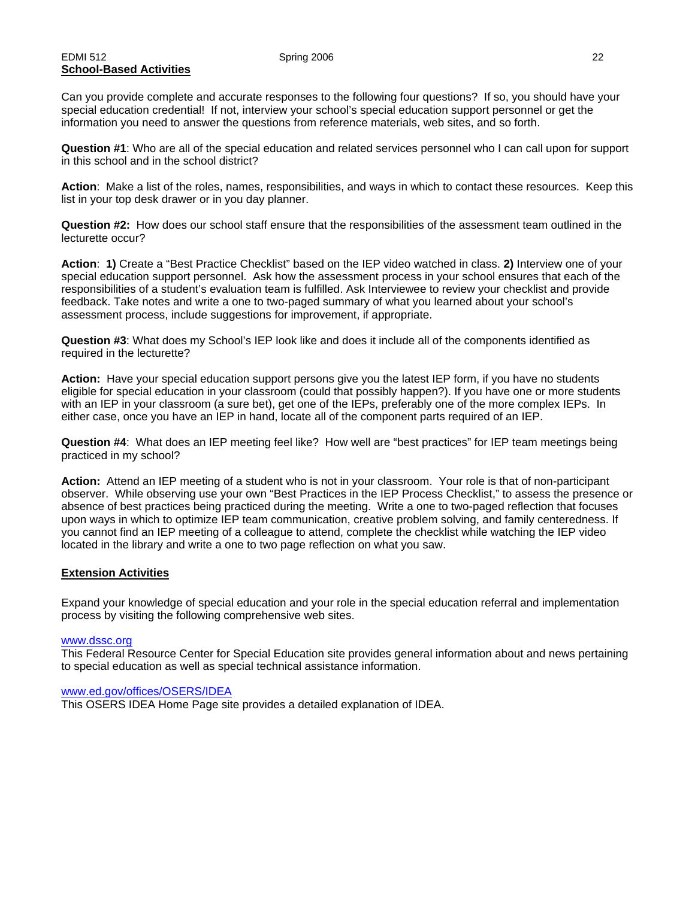## School-Based Activities

Can you provide complete and accurate responses to the following four questions? If so, you should have your special education credential! If not, interview your school's special education support personnel or get the information you need to answer the questions from reference materials, web sites, and so forth.

**Question #1**: Who are all of the special education and related services personnel who I can call upon for support in this school and in the school district?

**Action**: Make a list of the roles, names, responsibilities, and ways in which to contact these resources. Keep this list in your top desk drawer or in you day planner.

**Question #2:** How does our school staff ensure that the responsibilities of the assessment team outlined in the lecturette occur?

**Action**: **1)** Create a "Best Practice Checklist" based on the IEP video watched in class. **2)** Interview one of your special education support personnel. Ask how the assessment process in your school ensures that each of the responsibilities of a student's evaluation team is fulfilled. Ask Interviewee to review your checklist and provide feedback. Take notes and write a one to two-paged summary of what you learned about your school's assessment process, include suggestions for improvement, if appropriate.

**Question #3**: What does my School's IEP look like and does it include all of the components identified as required in the lecturette?

**Action:** Have your special education support persons give you the latest IEP form, if you have no students eligible for special education in your classroom (could that possibly happen?). If you have one or more students with an IEP in your classroom (a sure bet), get one of the IEPs, preferably one of the more complex IEPs. In either case, once you have an IEP in hand, locate all of the component parts required of an IEP.

**Question #4**: What does an IEP meeting feel like? How well are "best practices" for IEP team meetings being practiced in my school?

**Action:** Attend an IEP meeting of a student who is not in your classroom. Your role is that of non-participant observer. While observing use your own "Best Practices in the IEP Process Checklist," to assess the presence or absence of best practices being practiced during the meeting. Write a one to two-paged reflection that focuses upon ways in which to optimize IEP team communication, creative problem solving, and family centeredness. If you cannot find an IEP meeting of a colleague to attend, complete the checklist while watching the IEP video located in the library and write a one to two page reflection on what you saw.

## Extension Activities

Expand your knowledge of special education and your role in the special education referral and implementation process by visiting the following comprehensive web sites.

www.dssc.org
This Federal Resource Center for Special Education site provides general information about and news pertaining to special education as well as special technical assistance information.

www.ed.gov/offices/OSERS/IDEA
This OSERS IDEA Home Page site provides a detailed explanation of IDEA.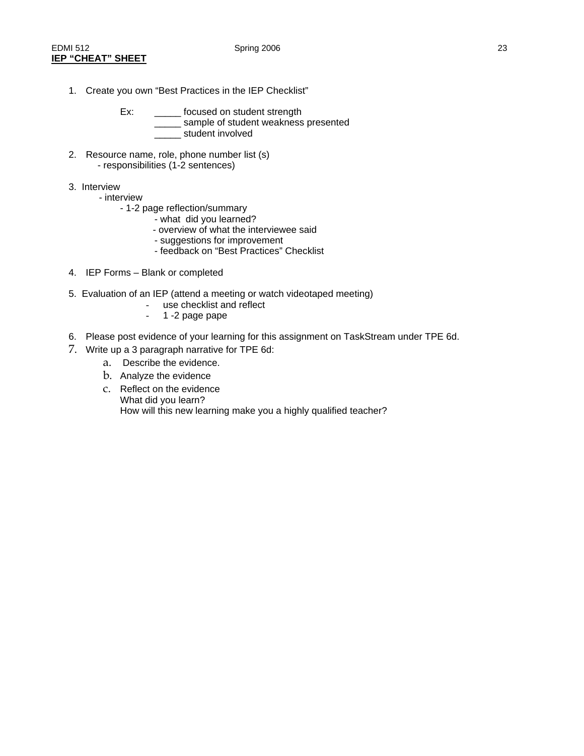**IEP "CHEAT" SHEET**

1. Create you own "Best Practices in the IEP Checklist"

   Ex: _____ focused on student strength
   _____ sample of student weakness presented
   _____ student involved

2. Resource name, role, phone number list (s)
   - responsibilities (1-2 sentences)

3. Interview
   - interview
     - 1-2 page reflection/summary
       - what did you learned?
       - overview of what the interviewee said
       - suggestions for improvement
       - feedback on "Best Practices" Checklist

4. IEP Forms – Blank or completed

5. Evaluation of an IEP (attend a meeting or watch videotaped meeting)
   - use checklist and reflect
   - 1 -2 page pape

6. Please post evidence of your learning for this assignment on TaskStream under TPE 6d.
7. Write up a 3 paragraph narrative for TPE 6d:
   a. Describe the evidence.
   b. Analyze the evidence
   c. Reflect on the evidence
      What did you learn?
      How will this new learning make you a highly qualified teacher?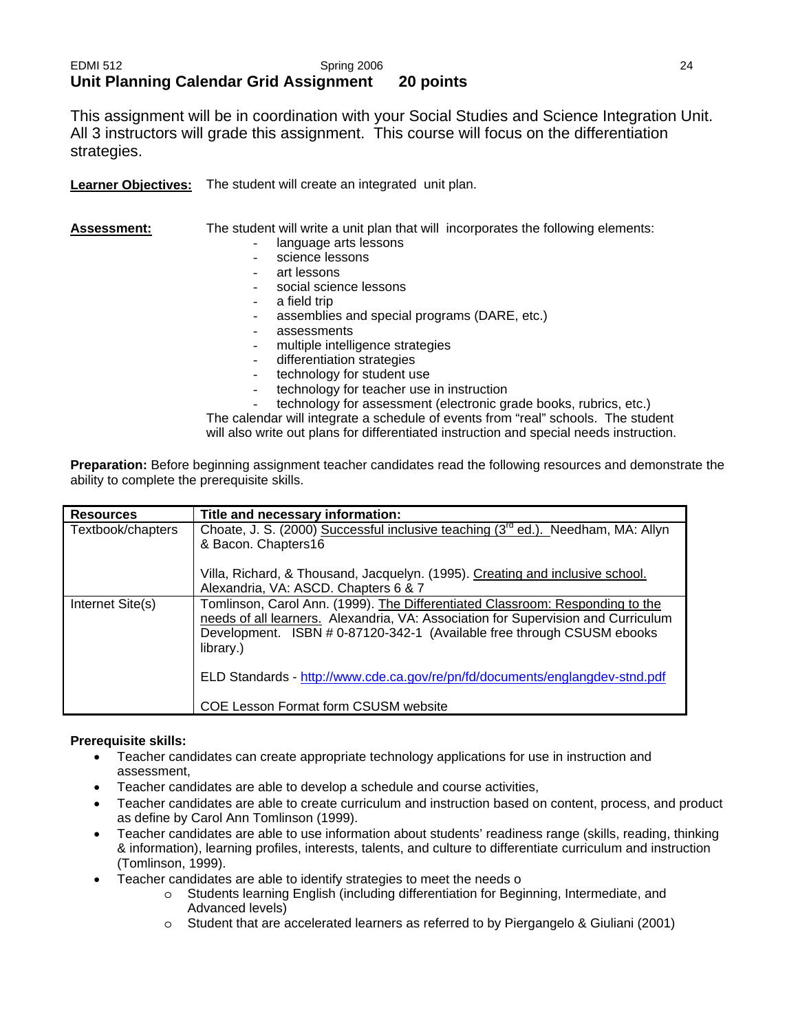## Unit Planning Calendar Grid Assignment 20 points

This assignment will be in coordination with your Social Studies and Science Integration Unit. All 3 instructors will grade this assignment. This course will focus on the differentiation strategies.

**Learner Objectives:** The student will create an integrated unit plan.

**Assessment:** The student will write a unit plan that will incorporates the following elements:

- language arts lessons
- science lessons
- art lessons
- social science lessons
- a field trip
- assemblies and special programs (DARE, etc.)
- assessments
- multiple intelligence strategies
- differentiation strategies
- technology for student use
- technology for teacher use in instruction
- technology for assessment (electronic grade books, rubrics, etc.)

The calendar will integrate a schedule of events from "real" schools. The student will also write out plans for differentiated instruction and special needs instruction.

**Preparation:** Before beginning assignment teacher candidates read the following resources and demonstrate the ability to complete the prerequisite skills.

| Resources | Title and necessary information: |
|---|---|
| Textbook/chapters | Choate, J. S. (2000) Successful inclusive teaching (3rd ed.). Needham, MA: Allyn & Bacon. Chapters16<br><br>Villa, Richard, & Thousand, Jacquelyn. (1995). Creating and inclusive school. Alexandria, VA: ASCD. Chapters 6 & 7 |
| Internet Site(s) | Tomlinson, Carol Ann. (1999). The Differentiated Classroom: Responding to the needs of all learners. Alexandria, VA: Association for Supervision and Curriculum Development. ISBN # 0-87120-342-1 (Available free through CSUSM ebooks library.)<br><br>ELD Standards - http://www.cde.ca.gov/re/pn/fd/documents/englangdev-stnd.pdf<br><br>COE Lesson Format form CSUSM website |

**Prerequisite skills:**

- Teacher candidates can create appropriate technology applications for use in instruction and assessment,
- Teacher candidates are able to develop a schedule and course activities,
- Teacher candidates are able to create curriculum and instruction based on content, process, and product as define by Carol Ann Tomlinson (1999).
- Teacher candidates are able to use information about students' readiness range (skills, reading, thinking & information), learning profiles, interests, talents, and culture to differentiate curriculum and instruction (Tomlinson, 1999).
- Teacher candidates are able to identify strategies to meet the needs o
    - Students learning English (including differentiation for Beginning, Intermediate, and Advanced levels)
    - Student that are accelerated learners as referred to by Piergangelo & Giuliani (2001)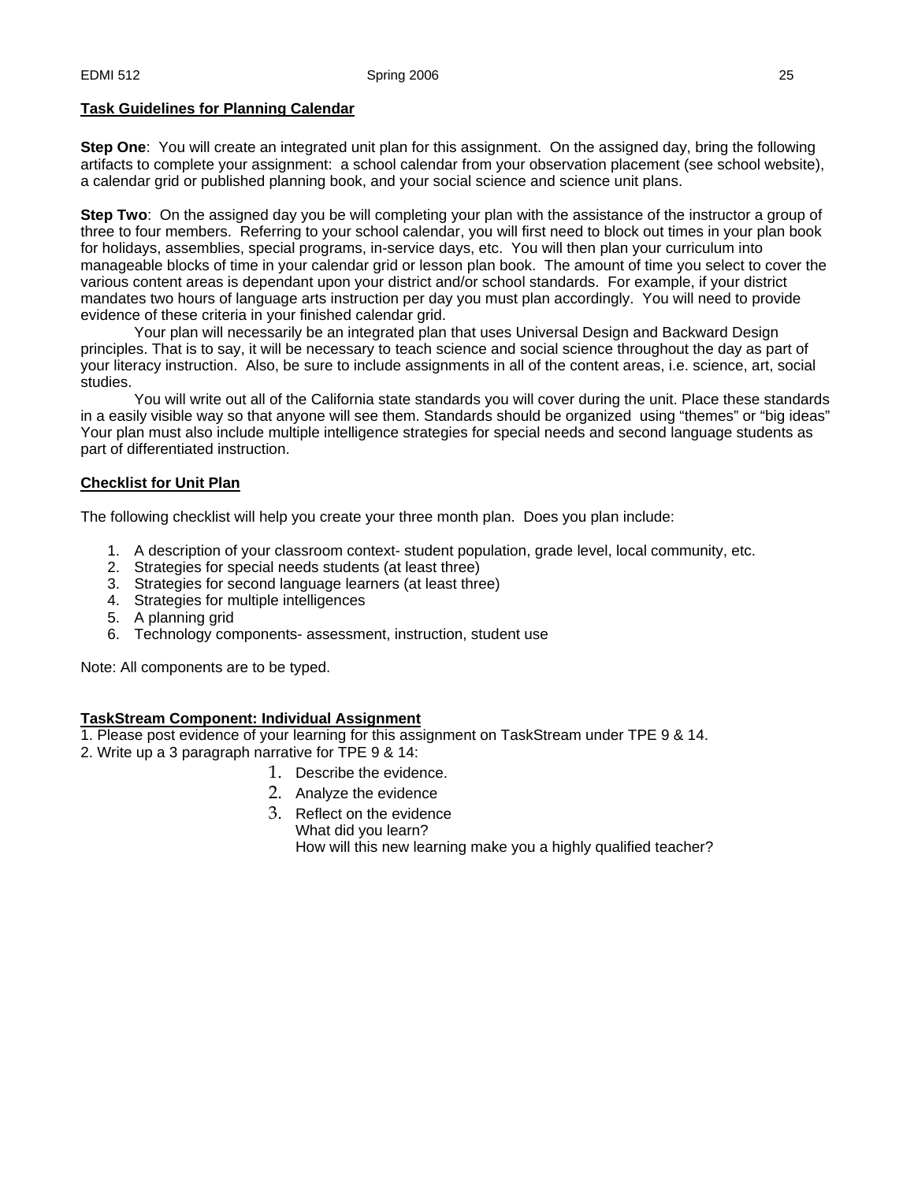**<u>Task Guidelines for Planning Calendar</u>**

**Step One**: You will create an integrated unit plan for this assignment. On the assigned day, bring the following artifacts to complete your assignment: a school calendar from your observation placement (see school website), a calendar grid or published planning book, and your social science and science unit plans.

**Step Two**: On the assigned day you be will completing your plan with the assistance of the instructor a group of three to four members. Referring to your school calendar, you will first need to block out times in your plan book for holidays, assemblies, special programs, in-service days, etc. You will then plan your curriculum into manageable blocks of time in your calendar grid or lesson plan book. The amount of time you select to cover the various content areas is dependant upon your district and/or school standards. For example, if your district mandates two hours of language arts instruction per day you must plan accordingly. You will need to provide evidence of these criteria in your finished calendar grid.

Your plan will necessarily be an integrated plan that uses Universal Design and Backward Design principles. That is to say, it will be necessary to teach science and social science throughout the day as part of your literacy instruction. Also, be sure to include assignments in all of the content areas, i.e. science, art, social studies.

You will write out all of the California state standards you will cover during the unit. Place these standards in a easily visible way so that anyone will see them. Standards should be organized using "themes" or "big ideas" Your plan must also include multiple intelligence strategies for special needs and second language students as part of differentiated instruction.

**<u>Checklist for Unit Plan</u>**

The following checklist will help you create your three month plan. Does you plan include:

1. A description of your classroom context- student population, grade level, local community, etc.
2. Strategies for special needs students (at least three)
3. Strategies for second language learners (at least three)
4. Strategies for multiple intelligences
5. A planning grid
6. Technology components- assessment, instruction, student use

Note: All components are to be typed.

**<u>TaskStream Component: Individual Assignment</u>**

1. Please post evidence of your learning for this assignment on TaskStream under TPE 9 & 14.
2. Write up a 3 paragraph narrative for TPE 9 & 14:
    1. Describe the evidence.
    2. Analyze the evidence
    3. Reflect on the evidence
       What did you learn?
       How will this new learning make you a highly qualified teacher?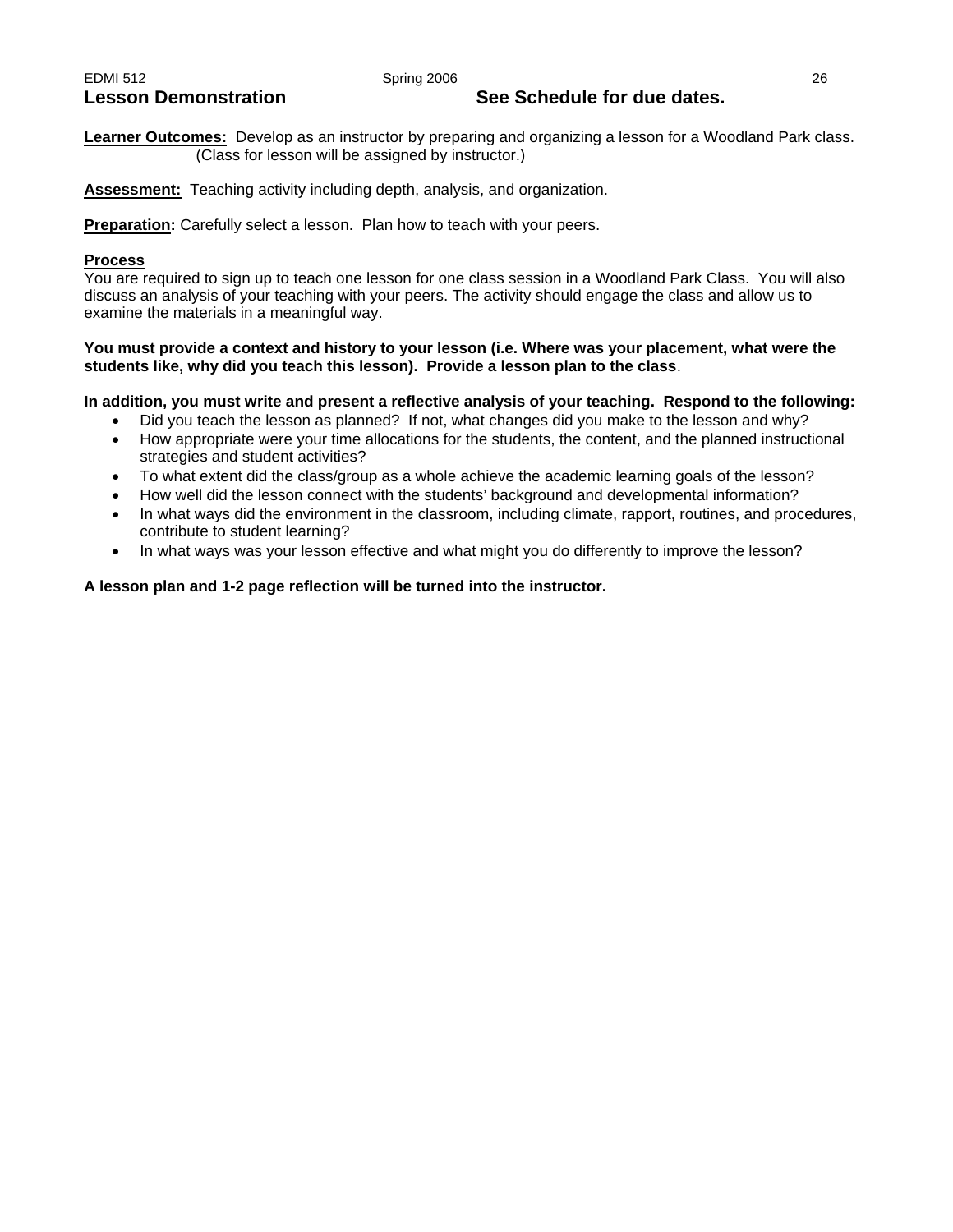## Lesson Demonstration

**See Schedule for due dates.**

**Learner Outcomes:** Develop as an instructor by preparing and organizing a lesson for a Woodland Park class. (Class for lesson will be assigned by instructor.)

**Assessment:** Teaching activity including depth, analysis, and organization.

**Preparation:** Carefully select a lesson. Plan how to teach with your peers.

**Process**

You are required to sign up to teach one lesson for one class session in a Woodland Park Class. You will also discuss an analysis of your teaching with your peers. The activity should engage the class and allow us to examine the materials in a meaningful way.

**You must provide a context and history to your lesson (i.e. Where was your placement, what were the students like, why did you teach this lesson). Provide a lesson plan to the class**.

**In addition, you must write and present a reflective analysis of your teaching. Respond to the following:**

- Did you teach the lesson as planned? If not, what changes did you make to the lesson and why?
- How appropriate were your time allocations for the students, the content, and the planned instructional strategies and student activities?
- To what extent did the class/group as a whole achieve the academic learning goals of the lesson?
- How well did the lesson connect with the students' background and developmental information?
- In what ways did the environment in the classroom, including climate, rapport, routines, and procedures, contribute to student learning?
- In what ways was your lesson effective and what might you do differently to improve the lesson?

**A lesson plan and 1-2 page reflection will be turned into the instructor.**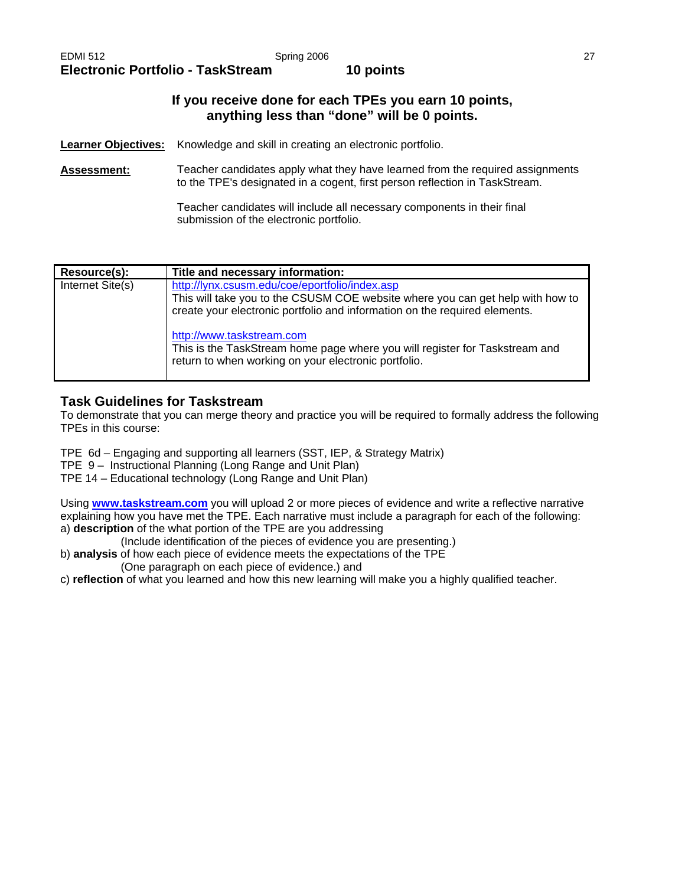## Electronic Portfolio - TaskStream 10 points

**If you receive done for each TPEs you earn 10 points, anything less than "done" will be 0 points.**

**Learner Objectives:** Knowledge and skill in creating an electronic portfolio.

**Assessment:** Teacher candidates apply what they have learned from the required assignments to the TPE's designated in a cogent, first person reflection in TaskStream.

Teacher candidates will include all necessary components in their final submission of the electronic portfolio.

| Resource(s): | Title and necessary information: |
| --- | --- |
| Internet Site(s) | http://lynx.csusm.edu/coe/eportfolio/index.asp<br>This will take you to the CSUSM COE website where you can get help with how to create your electronic portfolio and information on the required elements.<br><br>http://www.taskstream.com<br>This is the TaskStream home page where you will register for Taskstream and return to when working on your electronic portfolio. |

### Task Guidelines for Taskstream

To demonstrate that you can merge theory and practice you will be required to formally address the following TPEs in this course:

TPE 6d – Engaging and supporting all learners (SST, IEP, & Strategy Matrix)
TPE 9 – Instructional Planning (Long Range and Unit Plan)
TPE 14 – Educational technology (Long Range and Unit Plan)

Using **www.taskstream.com** you will upload 2 or more pieces of evidence and write a reflective narrative explaining how you have met the TPE. Each narrative must include a paragraph for each of the following:

a) **description** of the what portion of the TPE are you addressing
(Include identification of the pieces of evidence you are presenting.)

b) **analysis** of how each piece of evidence meets the expectations of the TPE
(One paragraph on each piece of evidence.) and

c) **reflection** of what you learned and how this new learning will make you a highly qualified teacher.